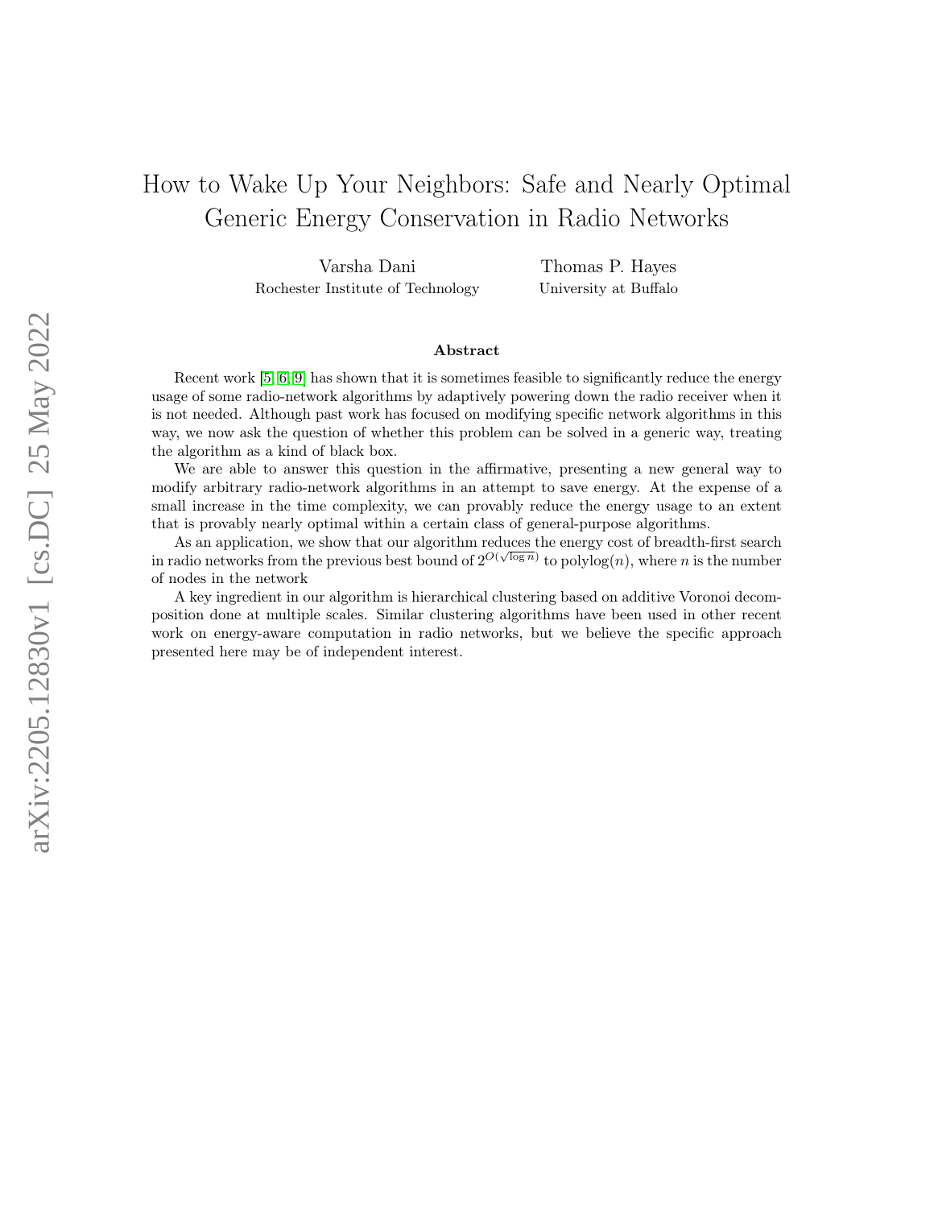# How to Wake Up Your Neighbors: Safe and Nearly Optimal Generic Energy Conservation in Radio Networks

Varsha Dani
Rochester Institute of Technology

Thomas P. Hayes
University at Buffalo

### Abstract

Recent work [5, 6, 9] has shown that it is sometimes feasible to significantly reduce the energy usage of some radio-network algorithms by adaptively powering down the radio receiver when it is not needed. Although past work has focused on modifying specific network algorithms in this way, we now ask the question of whether this problem can be solved in a generic way, treating the algorithm as a kind of black box.

We are able to answer this question in the affirmative, presenting a new general way to modify arbitrary radio-network algorithms in an attempt to save energy. At the expense of a small increase in the time complexity, we can provably reduce the energy usage to an extent that is provably nearly optimal within a certain class of general-purpose algorithms.

As an application, we show that our algorithm reduces the energy cost of breadth-first search in radio networks from the previous best bound of $2^{O(\sqrt{\log n})}$ to $\mathrm{polylog}(n)$, where $n$ is the number of nodes in the network

A key ingredient in our algorithm is hierarchical clustering based on additive Voronoi decomposition done at multiple scales. Similar clustering algorithms have been used in other recent work on energy-aware computation in radio networks, but we believe the specific approach presented here may be of independent interest.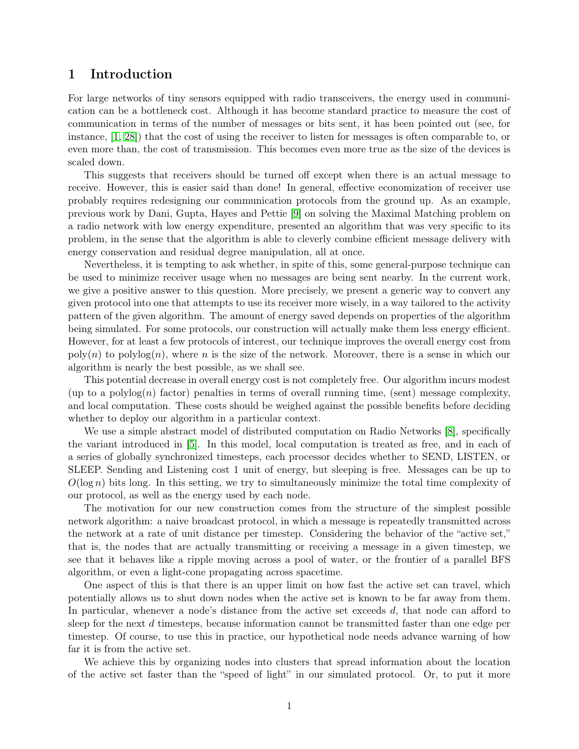# 1 Introduction

For large networks of tiny sensors equipped with radio transceivers, the energy used in communication can be a bottleneck cost. Although it has become standard practice to measure the cost of communication in terms of the number of messages or bits sent, it has been pointed out (see, for instance, [1, 28]) that the cost of using the receiver to listen for messages is often comparable to, or even more than, the cost of transmission. This becomes even more true as the size of the devices is scaled down.

This suggests that receivers should be turned off except when there is an actual message to receive. However, this is easier said than done! In general, effective economization of receiver use probably requires redesigning our communication protocols from the ground up. As an example, previous work by Dani, Gupta, Hayes and Pettie [9] on solving the Maximal Matching problem on a radio network with low energy expenditure, presented an algorithm that was very specific to its problem, in the sense that the algorithm is able to cleverly combine efficient message delivery with energy conservation and residual degree manipulation, all at once.

Nevertheless, it is tempting to ask whether, in spite of this, some general-purpose technique can be used to minimize receiver usage when no messages are being sent nearby. In the current work, we give a positive answer to this question. More precisely, we present a generic way to convert any given protocol into one that attempts to use its receiver more wisely, in a way tailored to the activity pattern of the given algorithm. The amount of energy saved depends on properties of the algorithm being simulated. For some protocols, our construction will actually make them less energy efficient. However, for at least a few protocols of interest, our technique improves the overall energy cost from $\mathrm{poly}(n)$ to $\mathrm{polylog}(n)$, where $n$ is the size of the network. Moreover, there is a sense in which our algorithm is nearly the best possible, as we shall see.

This potential decrease in overall energy cost is not completely free. Our algorithm incurs modest (up to a $\mathrm{polylog}(n)$ factor) penalties in terms of overall running time, (sent) message complexity, and local computation. These costs should be weighed against the possible benefits before deciding whether to deploy our algorithm in a particular context.

We use a simple abstract model of distributed computation on Radio Networks [8], specifically the variant introduced in [5]. In this model, local computation is treated as free, and in each of a series of globally synchronized timesteps, each processor decides whether to SEND, LISTEN, or SLEEP. Sending and Listening cost 1 unit of energy, but sleeping is free. Messages can be up to $O(\log n)$ bits long. In this setting, we try to simultaneously minimize the total time complexity of our protocol, as well as the energy used by each node.

The motivation for our new construction comes from the structure of the simplest possible network algorithm: a naive broadcast protocol, in which a message is repeatedly transmitted across the network at a rate of unit distance per timestep. Considering the behavior of the "active set," that is, the nodes that are actually transmitting or receiving a message in a given timestep, we see that it behaves like a ripple moving across a pool of water, or the frontier of a parallel BFS algorithm, or even a light-cone propagating across spacetime.

One aspect of this is that there is an upper limit on how fast the active set can travel, which potentially allows us to shut down nodes when the active set is known to be far away from them. In particular, whenever a node's distance from the active set exceeds $d$, that node can afford to sleep for the next $d$ timesteps, because information cannot be transmitted faster than one edge per timestep. Of course, to use this in practice, our hypothetical node needs advance warning of how far it is from the active set.

We achieve this by organizing nodes into clusters that spread information about the location of the active set faster than the "speed of light" in our simulated protocol. Or, to put it more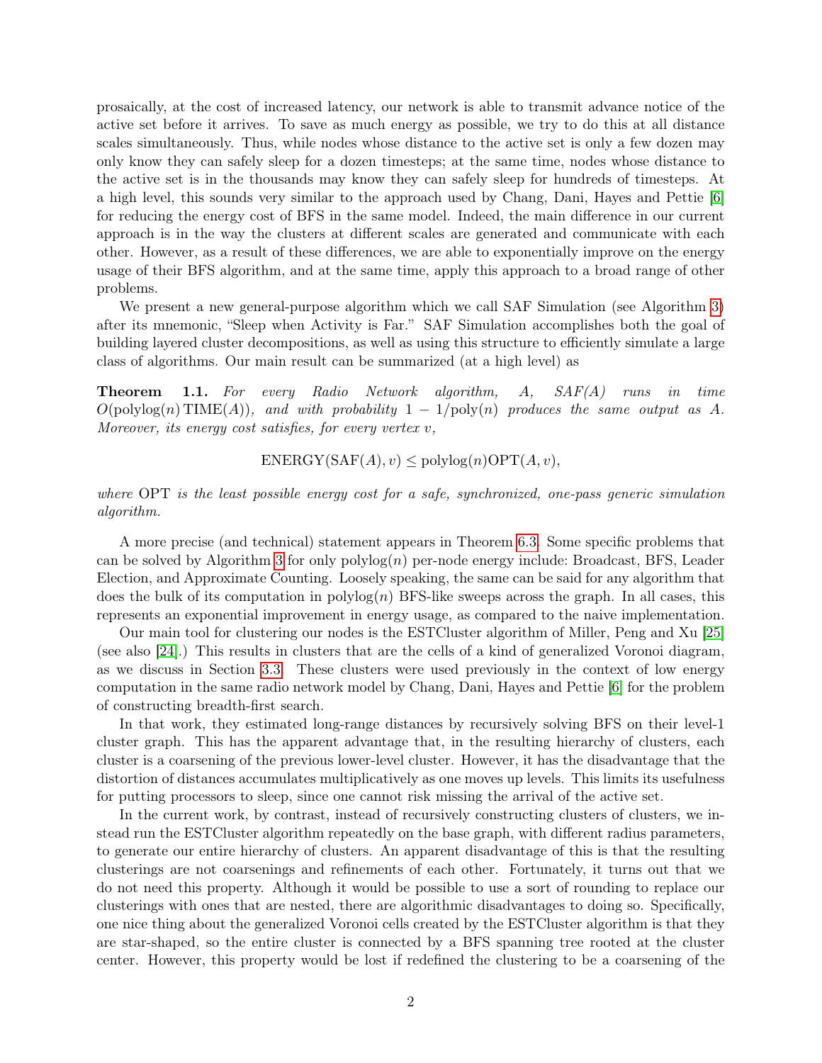prosaically, at the cost of increased latency, our network is able to transmit advance notice of the active set before it arrives. To save as much energy as possible, we try to do this at all distance scales simultaneously. Thus, while nodes whose distance to the active set is only a few dozen may only know they can safely sleep for a dozen timesteps; at the same time, nodes whose distance to the active set is in the thousands may know they can safely sleep for hundreds of timesteps. At a high level, this sounds very similar to the approach used by Chang, Dani, Hayes and Pettie [6] for reducing the energy cost of BFS in the same model. Indeed, the main difference in our current approach is in the way the clusters at different scales are generated and communicate with each other. However, as a result of these differences, we are able to exponentially improve on the energy usage of their BFS algorithm, and at the same time, apply this approach to a broad range of other problems.

We present a new general-purpose algorithm which we call SAF Simulation (see Algorithm 3) after its mnemonic, "Sleep when Activity is Far." SAF Simulation accomplishes both the goal of building layered cluster decompositions, as well as using this structure to efficiently simulate a large class of algorithms. Our main result can be summarized (at a high level) as

**Theorem 1.1.** *For every Radio Network algorithm, $A$, SAF($A$) runs in time $O(\text{polylog}(n)\,\text{TIME}(A))$, and with probability $1 - 1/\text{poly}(n)$ produces the same output as $A$. Moreover, its energy cost satisfies, for every vertex $v$,*

$$\text{ENERGY}(\text{SAF}(A), v) \leq \text{polylog}(n)\text{OPT}(A, v),$$

*where* OPT *is the least possible energy cost for a safe, synchronized, one-pass generic simulation algorithm.*

A more precise (and technical) statement appears in Theorem 6.3. Some specific problems that can be solved by Algorithm 3 for only polylog($n$) per-node energy include: Broadcast, BFS, Leader Election, and Approximate Counting. Loosely speaking, the same can be said for any algorithm that does the bulk of its computation in polylog($n$) BFS-like sweeps across the graph. In all cases, this represents an exponential improvement in energy usage, as compared to the naive implementation.

Our main tool for clustering our nodes is the ESTCluster algorithm of Miller, Peng and Xu [25] (see also [24].) This results in clusters that are the cells of a kind of generalized Voronoi diagram, as we discuss in Section 3.3. These clusters were used previously in the context of low energy computation in the same radio network model by Chang, Dani, Hayes and Pettie [6] for the problem of constructing breadth-first search.

In that work, they estimated long-range distances by recursively solving BFS on their level-1 cluster graph. This has the apparent advantage that, in the resulting hierarchy of clusters, each cluster is a coarsening of the previous lower-level cluster. However, it has the disadvantage that the distortion of distances accumulates multiplicatively as one moves up levels. This limits its usefulness for putting processors to sleep, since one cannot risk missing the arrival of the active set.

In the current work, by contrast, instead of recursively constructing clusters of clusters, we instead run the ESTCluster algorithm repeatedly on the base graph, with different radius parameters, to generate our entire hierarchy of clusters. An apparent disadvantage of this is that the resulting clusterings are not coarsenings and refinements of each other. Fortunately, it turns out that we do not need this property. Although it would be possible to use a sort of rounding to replace our clusterings with ones that are nested, there are algorithmic disadvantages to doing so. Specifically, one nice thing about the generalized Voronoi cells created by the ESTCluster algorithm is that they are star-shaped, so the entire cluster is connected by a BFS spanning tree rooted at the cluster center. However, this property would be lost if redefined the clustering to be a coarsening of the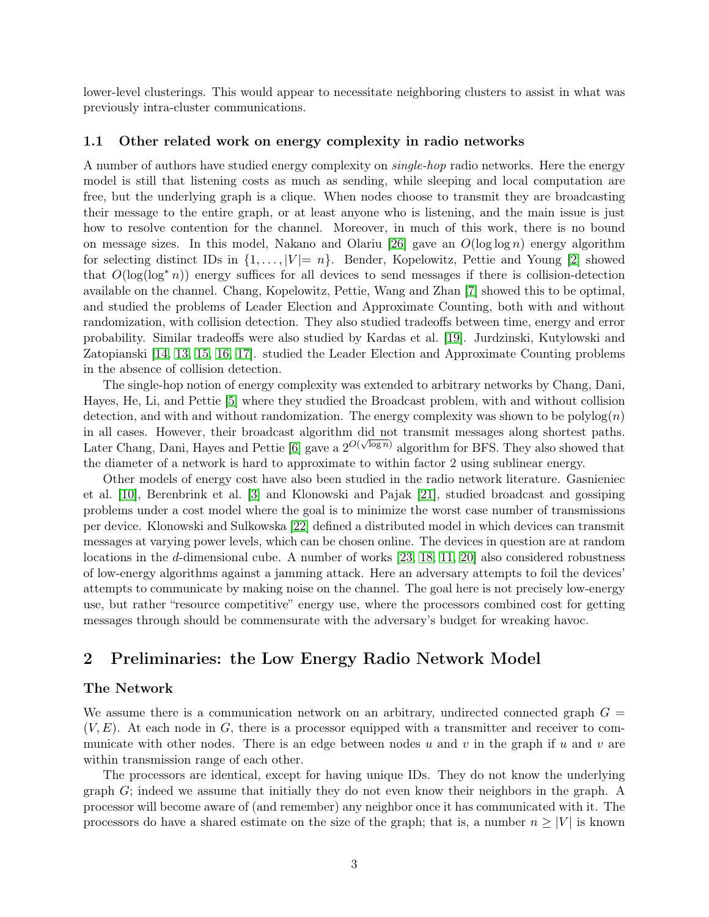lower-level clusterings. This would appear to necessitate neighboring clusters to assist in what was previously intra-cluster communications.

### 1.1 Other related work on energy complexity in radio networks

A number of authors have studied energy complexity on *single-hop* radio networks. Here the energy model is still that listening costs as much as sending, while sleeping and local computation are free, but the underlying graph is a clique. When nodes choose to transmit they are broadcasting their message to the entire graph, or at least anyone who is listening, and the main issue is just how to resolve contention for the channel. Moreover, in much of this work, there is no bound on message sizes. In this model, Nakano and Olariu [26] gave an $O(\log \log n)$ energy algorithm for selecting distinct IDs in $\{1, \ldots, |V| = n\}$. Bender, Kopelowitz, Pettie and Young [2] showed that $O(\log(\log^* n))$ energy suffices for all devices to send messages if there is collision-detection available on the channel. Chang, Kopelowitz, Pettie, Wang and Zhan [7] showed this to be optimal, and studied the problems of Leader Election and Approximate Counting, both with and without randomization, with collision detection. They also studied tradeoffs between time, energy and error probability. Similar tradeoffs were also studied by Kardas et al. [19]. Jurdzinski, Kutylowski and Zatopianski [14, 13, 15, 16, 17]. studied the Leader Election and Approximate Counting problems in the absence of collision detection.

The single-hop notion of energy complexity was extended to arbitrary networks by Chang, Dani, Hayes, He, Li, and Pettie [5] where they studied the Broadcast problem, with and without collision detection, and with and without randomization. The energy complexity was shown to be $\text{polylog}(n)$ in all cases. However, their broadcast algorithm did not transmit messages along shortest paths. Later Chang, Dani, Hayes and Pettie [6] gave a $2^{O(\sqrt{\log n})}$ algorithm for BFS. They also showed that the diameter of a network is hard to approximate to within factor 2 using sublinear energy.

Other models of energy cost have also been studied in the radio network literature. Gasnieniec et al. [10], Berenbrink et al. [3] and Klonowski and Pajak [21], studied broadcast and gossiping problems under a cost model where the goal is to minimize the worst case number of transmissions per device. Klonowski and Sulkowska [22] defined a distributed model in which devices can transmit messages at varying power levels, which can be chosen online. The devices in question are at random locations in the $d$-dimensional cube. A number of works [23, 18, 11, 20] also considered robustness of low-energy algorithms against a jamming attack. Here an adversary attempts to foil the devices' attempts to communicate by making noise on the channel. The goal here is not precisely low-energy use, but rather "resource competitive" energy use, where the processors combined cost for getting messages through should be commensurate with the adversary's budget for wreaking havoc.

## 2 Preliminaries: the Low Energy Radio Network Model

### The Network

We assume there is a communication network on an arbitrary, undirected connected graph $G = (V, E)$. At each node in $G$, there is a processor equipped with a transmitter and receiver to communicate with other nodes. There is an edge between nodes $u$ and $v$ in the graph if $u$ and $v$ are within transmission range of each other.

The processors are identical, except for having unique IDs. They do not know the underlying graph $G$; indeed we assume that initially they do not even know their neighbors in the graph. A processor will become aware of (and remember) any neighbor once it has communicated with it. The processors do have a shared estimate on the size of the graph; that is, a number $n \geq |V|$ is known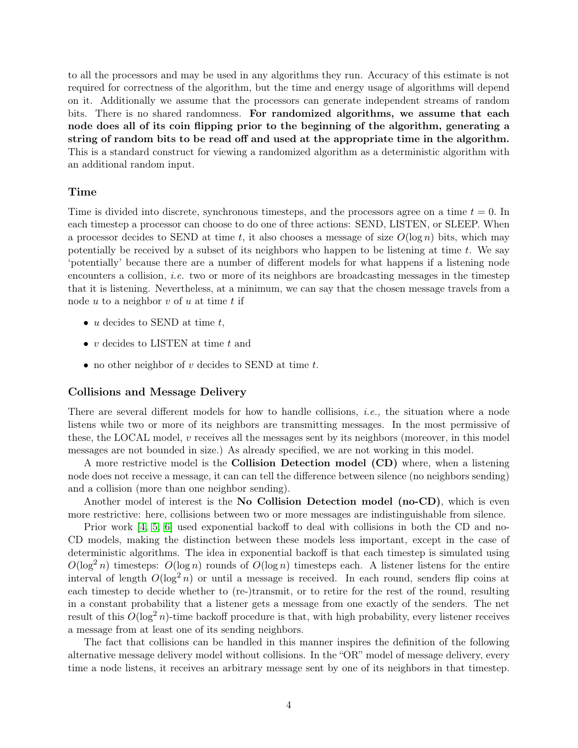to all the processors and may be used in any algorithms they run. Accuracy of this estimate is not required for correctness of the algorithm, but the time and energy usage of algorithms will depend on it. Additionally we assume that the processors can generate independent streams of random bits. There is no shared randomness. **For randomized algorithms, we assume that each node does all of its coin flipping prior to the beginning of the algorithm, generating a string of random bits to be read off and used at the appropriate time in the algorithm.** This is a standard construct for viewing a randomized algorithm as a deterministic algorithm with an additional random input.

### Time

Time is divided into discrete, synchronous timesteps, and the processors agree on a time $t = 0$. In each timestep a processor can choose to do one of three actions: SEND, LISTEN, or SLEEP. When a processor decides to SEND at time $t$, it also chooses a message of size $O(\log n)$ bits, which may potentially be received by a subset of its neighbors who happen to be listening at time $t$. We say 'potentially' because there are a number of different models for what happens if a listening node encounters a collision, *i.e.* two or more of its neighbors are broadcasting messages in the timestep that it is listening. Nevertheless, at a minimum, we can say that the chosen message travels from a node $u$ to a neighbor $v$ of $u$ at time $t$ if

- $u$ decides to SEND at time $t$,
- $v$ decides to LISTEN at time $t$ and
- no other neighbor of $v$ decides to SEND at time $t$.

### Collisions and Message Delivery

There are several different models for how to handle collisions, *i.e.,* the situation where a node listens while two or more of its neighbors are transmitting messages. In the most permissive of these, the LOCAL model, $v$ receives all the messages sent by its neighbors (moreover, in this model messages are not bounded in size.) As already specified, we are not working in this model.

A more restrictive model is the **Collision Detection model (CD)** where, when a listening node does not receive a message, it can can tell the difference between silence (no neighbors sending) and a collision (more than one neighbor sending).

Another model of interest is the **No Collision Detection model (no-CD)**, which is even more restrictive: here, collisions between two or more messages are indistinguishable from silence.

Prior work [4, 5, 6] used exponential backoff to deal with collisions in both the CD and no-CD models, making the distinction between these models less important, except in the case of deterministic algorithms. The idea in exponential backoff is that each timestep is simulated using $O(\log^2 n)$ timesteps: $O(\log n)$ rounds of $O(\log n)$ timesteps each. A listener listens for the entire interval of length $O(\log^2 n)$ or until a message is received. In each round, senders flip coins at each timestep to decide whether to (re-)transmit, or to retire for the rest of the round, resulting in a constant probability that a listener gets a message from one exactly of the senders. The net result of this $O(\log^2 n)$-time backoff procedure is that, with high probability, every listener receives a message from at least one of its sending neighbors.

The fact that collisions can be handled in this manner inspires the definition of the following alternative message delivery model without collisions. In the "OR" model of message delivery, every time a node listens, it receives an arbitrary message sent by one of its neighbors in that timestep.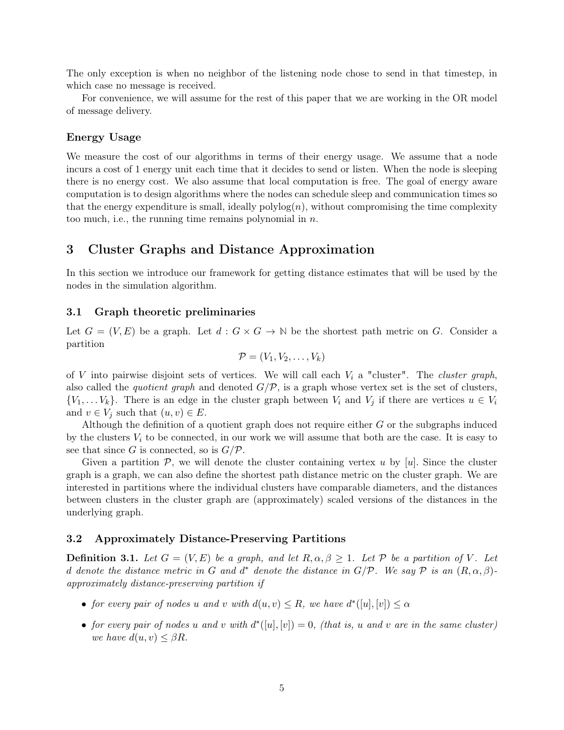The only exception is when no neighbor of the listening node chose to send in that timestep, in which case no message is received.

For convenience, we will assume for the rest of this paper that we are working in the OR model of message delivery.

### Energy Usage

We measure the cost of our algorithms in terms of their energy usage. We assume that a node incurs a cost of 1 energy unit each time that it decides to send or listen. When the node is sleeping there is no energy cost. We also assume that local computation is free. The goal of energy aware computation is to design algorithms where the nodes can schedule sleep and communication times so that the energy expenditure is small, ideally polylog($n$), without compromising the time complexity too much, i.e., the running time remains polynomial in $n$.

## 3 Cluster Graphs and Distance Approximation

In this section we introduce our framework for getting distance estimates that will be used by the nodes in the simulation algorithm.

### 3.1 Graph theoretic preliminaries

Let $G = (V, E)$ be a graph. Let $d : G \times G \to \mathbb{N}$ be the shortest path metric on $G$. Consider a partition

$$\mathcal{P} = (V_1, V_2, \ldots, V_k)$$

of $V$ into pairwise disjoint sets of vertices. We will call each $V_i$ a "cluster". The *cluster graph*, also called the *quotient graph* and denoted $G/\mathcal{P}$, is a graph whose vertex set is the set of clusters, $\{V_1, \ldots V_k\}$. There is an edge in the cluster graph between $V_i$ and $V_j$ if there are vertices $u \in V_i$ and $v \in V_j$ such that $(u, v) \in E$.

Although the definition of a quotient graph does not require either $G$ or the subgraphs induced by the clusters $V_i$ to be connected, in our work we will assume that both are the case. It is easy to see that since $G$ is connected, so is $G/\mathcal{P}$.

Given a partition $\mathcal{P}$, we will denote the cluster containing vertex $u$ by $[u]$. Since the cluster graph is a graph, we can also define the shortest path distance metric on the cluster graph. We are interested in partitions where the individual clusters have comparable diameters, and the distances between clusters in the cluster graph are (approximately) scaled versions of the distances in the underlying graph.

### 3.2 Approximately Distance-Preserving Partitions

**Definition 3.1.** *Let $G = (V, E)$ be a graph, and let $R, \alpha, \beta \geq 1$. Let $\mathcal{P}$ be a partition of $V$. Let $d$ denote the distance metric in $G$ and $d^*$ denote the distance in $G/\mathcal{P}$. We say $\mathcal{P}$ is an $(R, \alpha, \beta)$-approximately distance-preserving partition if*

- *for every pair of nodes $u$ and $v$ with $d(u, v) \leq R$, we have $d^*([u], [v]) \leq \alpha$*
- *for every pair of nodes $u$ and $v$ with $d^*([u], [v]) = 0$, (that is, $u$ and $v$ are in the same cluster) we have $d(u, v) \leq \beta R$.*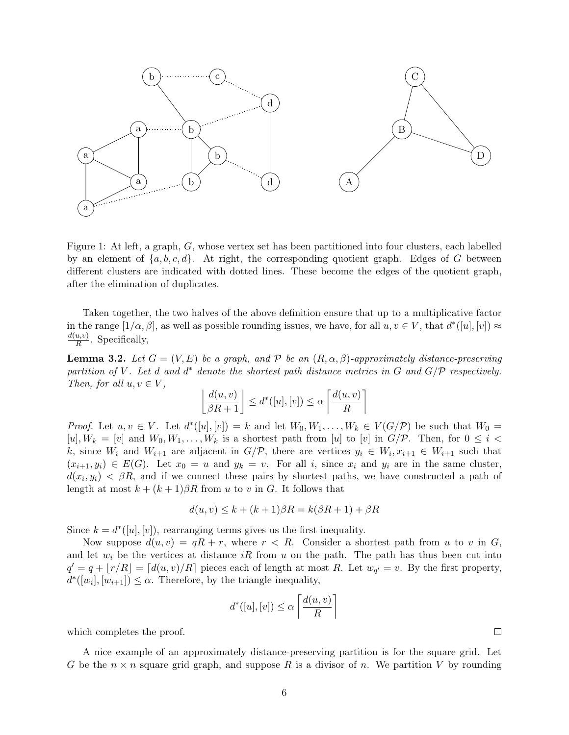Figure 1: At left, a graph, $G$, whose vertex set has been partitioned into four clusters, each labelled by an element of $\{a, b, c, d\}$. At right, the corresponding quotient graph. Edges of $G$ between different clusters are indicated with dotted lines. These become the edges of the quotient graph, after the elimination of duplicates.

Taken together, the two halves of the above definition ensure that up to a multiplicative factor in the range $[1/\alpha, \beta]$, as well as possible rounding issues, we have, for all $u, v \in V$, that $d^*([u],[v]) \approx \frac{d(u,v)}{R}$. Specifically,

**Lemma 3.2.** *Let $G = (V, E)$ be a graph, and $\mathcal{P}$ be an $(R, \alpha, \beta)$-approximately distance-preserving partition of $V$. Let $d$ and $d^*$ denote the shortest path distance metrics in $G$ and $G/\mathcal{P}$ respectively. Then, for all $u, v \in V$,*

$$\left\lfloor \frac{d(u,v)}{\beta R + 1} \right\rfloor \leq d^*([u],[v]) \leq \alpha \left\lceil \frac{d(u,v)}{R} \right\rceil$$

*Proof.* Let $u, v \in V$. Let $d^*([u],[v]) = k$ and let $W_0, W_1, \ldots, W_k \in V(G/\mathcal{P})$ be such that $W_0 = [u], W_k = [v]$ and $W_0, W_1, \ldots, W_k$ is a shortest path from $[u]$ to $[v]$ in $G/\mathcal{P}$. Then, for $0 \leq i < k$, since $W_i$ and $W_{i+1}$ are adjacent in $G/\mathcal{P}$, there are vertices $y_i \in W_i, x_{i+1} \in W_{i+1}$ such that $(x_{i+1}, y_i) \in E(G)$. Let $x_0 = u$ and $y_k = v$. For all $i$, since $x_i$ and $y_i$ are in the same cluster, $d(x_i, y_i) < \beta R$, and if we connect these pairs by shortest paths, we have constructed a path of length at most $k + (k+1)\beta R$ from $u$ to $v$ in $G$. It follows that

$$d(u,v) \leq k + (k+1)\beta R = k(\beta R + 1) + \beta R$$

Since $k = d^*([u],[v])$, rearranging terms gives us the first inequality.

Now suppose $d(u,v) = qR + r$, where $r < R$. Consider a shortest path from $u$ to $v$ in $G$, and let $w_i$ be the vertices at distance $iR$ from $u$ on the path. The path has thus been cut into $q' = q + \lfloor r/R \rfloor = \lceil d(u,v)/R \rceil$ pieces each of length at most $R$. Let $w_{q'} = v$. By the first property, $d^*([w_i],[w_{i+1}]) \leq \alpha$. Therefore, by the triangle inequality,

$$d^*([u],[v]) \leq \alpha \left\lceil \frac{d(u,v)}{R} \right\rceil$$

which completes the proof. $\square$

A nice example of an approximately distance-preserving partition is for the square grid. Let $G$ be the $n \times n$ square grid graph, and suppose $R$ is a divisor of $n$. We partition $V$ by rounding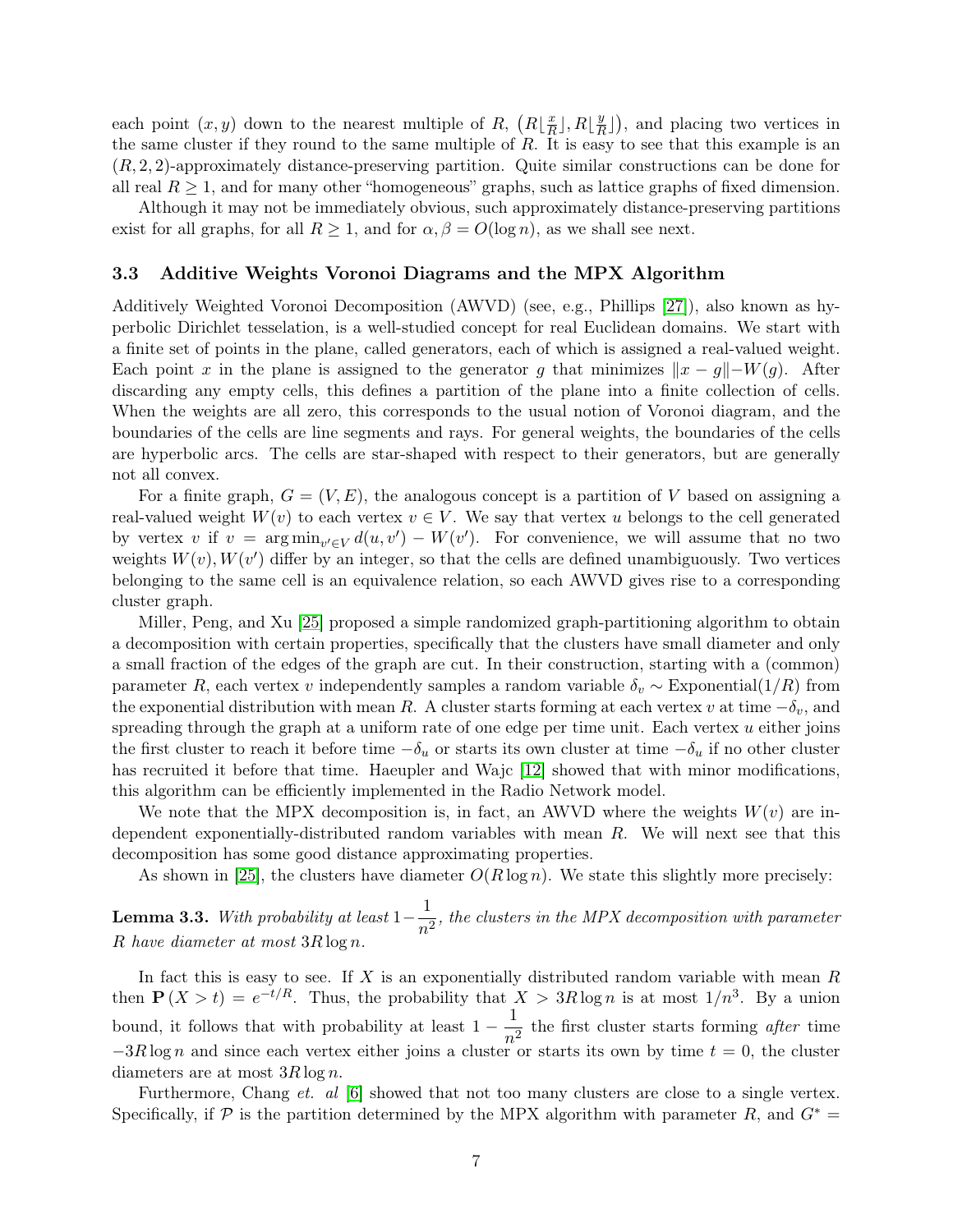each point $(x, y)$ down to the nearest multiple of $R$, $\left(R\lfloor \frac{x}{R} \rfloor, R\lfloor \frac{y}{R} \rfloor\right)$, and placing two vertices in the same cluster if they round to the same multiple of $R$. It is easy to see that this example is an $(R, 2, 2)$-approximately distance-preserving partition. Quite similar constructions can be done for all real $R \geq 1$, and for many other "homogeneous" graphs, such as lattice graphs of fixed dimension.

Although it may not be immediately obvious, such approximately distance-preserving partitions exist for all graphs, for all $R \geq 1$, and for $\alpha, \beta = O(\log n)$, as we shall see next.

### 3.3 Additive Weights Voronoi Diagrams and the MPX Algorithm

Additively Weighted Voronoi Decomposition (AWVD) (see, e.g., Phillips [27]), also known as hyperbolic Dirichlet tesselation, is a well-studied concept for real Euclidean domains. We start with a finite set of points in the plane, called generators, each of which is assigned a real-valued weight. Each point $x$ in the plane is assigned to the generator $g$ that minimizes $\|x - g\| - W(g)$. After discarding any empty cells, this defines a partition of the plane into a finite collection of cells. When the weights are all zero, this corresponds to the usual notion of Voronoi diagram, and the boundaries of the cells are line segments and rays. For general weights, the boundaries of the cells are hyperbolic arcs. The cells are star-shaped with respect to their generators, but are generally not all convex.

For a finite graph, $G = (V, E)$, the analogous concept is a partition of $V$ based on assigning a real-valued weight $W(v)$ to each vertex $v \in V$. We say that vertex $u$ belongs to the cell generated by vertex $v$ if $v = \arg\min_{v' \in V} d(u, v') - W(v')$. For convenience, we will assume that no two weights $W(v), W(v')$ differ by an integer, so that the cells are defined unambiguously. Two vertices belonging to the same cell is an equivalence relation, so each AWVD gives rise to a corresponding cluster graph.

Miller, Peng, and Xu [25] proposed a simple randomized graph-partitioning algorithm to obtain a decomposition with certain properties, specifically that the clusters have small diameter and only a small fraction of the edges of the graph are cut. In their construction, starting with a (common) parameter $R$, each vertex $v$ independently samples a random variable $\delta_v \sim \text{Exponential}(1/R)$ from the exponential distribution with mean $R$. A cluster starts forming at each vertex $v$ at time $-\delta_v$, and spreading through the graph at a uniform rate of one edge per time unit. Each vertex $u$ either joins the first cluster to reach it before time $-\delta_u$ or starts its own cluster at time $-\delta_u$ if no other cluster has recruited it before that time. Haeupler and Wajc [12] showed that with minor modifications, this algorithm can be efficiently implemented in the Radio Network model.

We note that the MPX decomposition is, in fact, an AWVD where the weights $W(v)$ are independent exponentially-distributed random variables with mean $R$. We will next see that this decomposition has some good distance approximating properties.

As shown in [25], the clusters have diameter $O(R \log n)$. We state this slightly more precisely:

**Lemma 3.3.** *With probability at least $1 - \dfrac{1}{n^2}$, the clusters in the MPX decomposition with parameter $R$ have diameter at most $3R \log n$.*

In fact this is easy to see. If $X$ is an exponentially distributed random variable with mean $R$ then $\mathbf{P}(X > t) = e^{-t/R}$. Thus, the probability that $X > 3R \log n$ is at most $1/n^3$. By a union bound, it follows that with probability at least $1 - \dfrac{1}{n^2}$ the first cluster starts forming *after* time $-3R \log n$ and since each vertex either joins a cluster or starts its own by time $t = 0$, the cluster diameters are at most $3R \log n$.

Furthermore, Chang *et. al* [6] showed that not too many clusters are close to a single vertex. Specifically, if $\mathcal{P}$ is the partition determined by the MPX algorithm with parameter $R$, and $G^* =$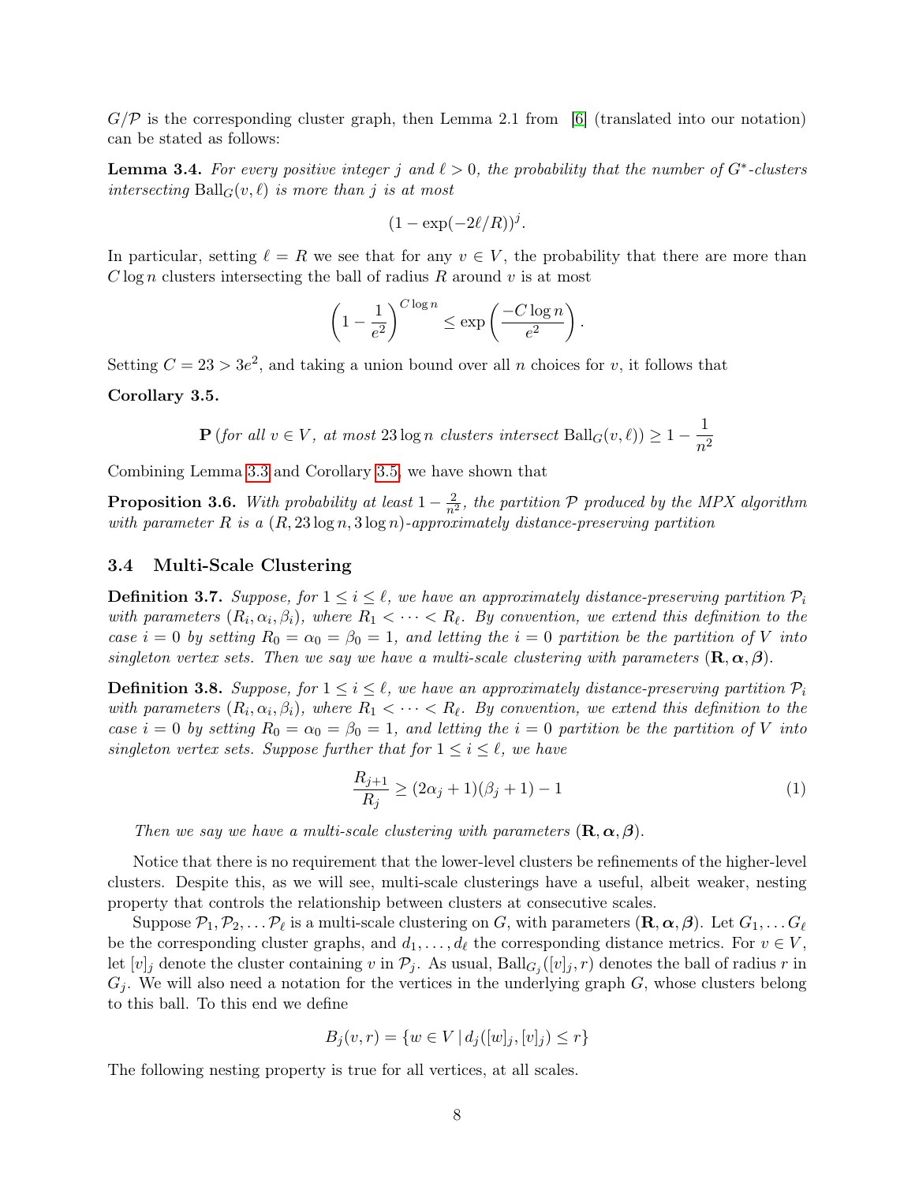$G/\mathcal{P}$ is the corresponding cluster graph, then Lemma 2.1 from [6] (translated into our notation) can be stated as follows:

**Lemma 3.4.** *For every positive integer $j$ and $\ell > 0$, the probability that the number of $G^*$-clusters intersecting $\mathrm{Ball}_G(v, \ell)$ is more than $j$ is at most*

$$(1 - \exp(-2\ell/R))^j.$$

In particular, setting $\ell = R$ we see that for any $v \in V$, the probability that there are more than $C \log n$ clusters intersecting the ball of radius $R$ around $v$ is at most

$$\left(1 - \frac{1}{e^2}\right)^{C \log n} \leq \exp\left(\frac{-C \log n}{e^2}\right).$$

Setting $C = 23 > 3e^2$, and taking a union bound over all $n$ choices for $v$, it follows that

**Corollary 3.5.**

$$\mathbf{P}\left(\text{for all } v \in V, \text{ at most } 23 \log n \text{ clusters intersect } \mathrm{Ball}_G(v, \ell)\right) \geq 1 - \frac{1}{n^2}$$

Combining Lemma 3.3 and Corollary 3.5, we have shown that

**Proposition 3.6.** *With probability at least $1 - \frac{2}{n^2}$, the partition $\mathcal{P}$ produced by the MPX algorithm with parameter $R$ is a $(R, 23 \log n, 3 \log n)$-approximately distance-preserving partition*

### 3.4 Multi-Scale Clustering

**Definition 3.7.** *Suppose, for $1 \leq i \leq \ell$, we have an approximately distance-preserving partition $\mathcal{P}_i$ with parameters $(R_i, \alpha_i, \beta_i)$, where $R_1 < \cdots < R_\ell$. By convention, we extend this definition to the case $i = 0$ by setting $R_0 = \alpha_0 = \beta_0 = 1$, and letting the $i = 0$ partition be the partition of $V$ into singleton vertex sets. Then we say we have a multi-scale clustering with parameters $(\mathbf{R}, \boldsymbol{\alpha}, \boldsymbol{\beta})$.*

**Definition 3.8.** *Suppose, for $1 \leq i \leq \ell$, we have an approximately distance-preserving partition $\mathcal{P}_i$ with parameters $(R_i, \alpha_i, \beta_i)$, where $R_1 < \cdots < R_\ell$. By convention, we extend this definition to the case $i = 0$ by setting $R_0 = \alpha_0 = \beta_0 = 1$, and letting the $i = 0$ partition be the partition of $V$ into singleton vertex sets. Suppose further that for $1 \leq i \leq \ell$, we have*

$$\frac{R_{j+1}}{R_j} \geq (2\alpha_j + 1)(\beta_j + 1) - 1 \tag{1}$$

*Then we say we have a multi-scale clustering with parameters $(\mathbf{R}, \boldsymbol{\alpha}, \boldsymbol{\beta})$.*

Notice that there is no requirement that the lower-level clusters be refinements of the higher-level clusters. Despite this, as we will see, multi-scale clusterings have a useful, albeit weaker, nesting property that controls the relationship between clusters at consecutive scales.

Suppose $\mathcal{P}_1, \mathcal{P}_2, \ldots \mathcal{P}_\ell$ is a multi-scale clustering on $G$, with parameters $(\mathbf{R}, \boldsymbol{\alpha}, \boldsymbol{\beta})$. Let $G_1, \ldots G_\ell$ be the corresponding cluster graphs, and $d_1, \ldots, d_\ell$ the corresponding distance metrics. For $v \in V$, let $[v]_j$ denote the cluster containing $v$ in $\mathcal{P}_j$. As usual, $\mathrm{Ball}_{G_j}([v]_j, r)$ denotes the ball of radius $r$ in $G_j$. We will also need a notation for the vertices in the underlying graph $G$, whose clusters belong to this ball. To this end we define

$$B_j(v, r) = \{w \in V \mid d_j([w]_j, [v]_j) \leq r\}$$

The following nesting property is true for all vertices, at all scales.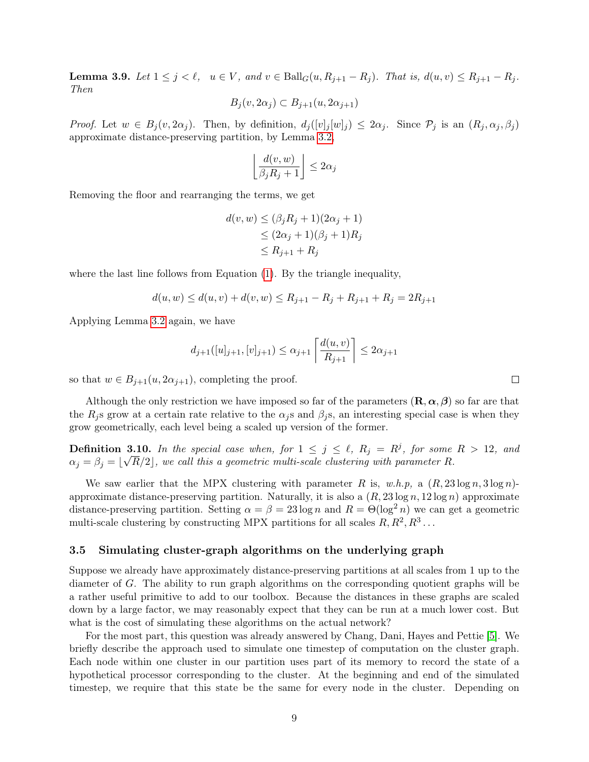**Lemma 3.9.** *Let $1 \le j < \ell$, $u \in V$, and $v \in \mathrm{Ball}_G(u, R_{j+1} - R_j)$. That is, $d(u,v) \le R_{j+1} - R_j$. Then*

$$B_j(v, 2\alpha_j) \subset B_{j+1}(u, 2\alpha_{j+1})$$

*Proof.* Let $w \in B_j(v, 2\alpha_j)$. Then, by definition, $d_j([v]_j[w]_j) \le 2\alpha_j$. Since $\mathcal{P}_j$ is an $(R_j, \alpha_j, \beta_j)$ approximate distance-preserving partition, by Lemma 3.2,

$$\left\lfloor \frac{d(v,w)}{\beta_j R_j + 1} \right\rfloor \le 2\alpha_j$$

Removing the floor and rearranging the terms, we get

$$\begin{aligned} d(v,w) &\le (\beta_j R_j + 1)(2\alpha_j + 1) \\ &\le (2\alpha_j + 1)(\beta_j + 1)R_j \\ &\le R_{j+1} + R_j \end{aligned}$$

where the last line follows from Equation (1). By the triangle inequality,

$$d(u,w) \le d(u,v) + d(v,w) \le R_{j+1} - R_j + R_{j+1} + R_j = 2R_{j+1}$$

Applying Lemma 3.2 again, we have

$$d_{j+1}([u]_{j+1}, [v]_{j+1}) \le \alpha_{j+1} \left\lceil \frac{d(u,v)}{R_{j+1}} \right\rceil \le 2\alpha_{j+1}$$

so that $w \in B_{j+1}(u, 2\alpha_{j+1})$, completing the proof. ∎

Although the only restriction we have imposed so far of the parameters $(\mathbf{R}, \boldsymbol{\alpha}, \boldsymbol{\beta})$ so far are that the $R_j$s grow at a certain rate relative to the $\alpha_j$s and $\beta_j$s, an interesting special case is when they grow geometrically, each level being a scaled up version of the former.

**Definition 3.10.** *In the special case when, for $1 \le j \le \ell$, $R_j = R^j$, for some $R > 12$, and $\alpha_j = \beta_j = \lfloor \sqrt{R}/2 \rfloor$, we call this a geometric multi-scale clustering with parameter $R$.*

We saw earlier that the MPX clustering with parameter $R$ is, *w.h.p*, a $(R, 23\log n, 3\log n)$-approximate distance-preserving partition. Naturally, it is also a $(R, 23\log n, 12\log n)$ approximate distance-preserving partition. Setting $\alpha = \beta = 23\log n$ and $R = \Theta(\log^2 n)$ we can get a geometric multi-scale clustering by constructing MPX partitions for all scales $R, R^2, R^3 \ldots$

### 3.5 Simulating cluster-graph algorithms on the underlying graph

Suppose we already have approximately distance-preserving partitions at all scales from 1 up to the diameter of $G$. The ability to run graph algorithms on the corresponding quotient graphs will be a rather useful primitive to add to our toolbox. Because the distances in these graphs are scaled down by a large factor, we may reasonably expect that they can be run at a much lower cost. But what is the cost of simulating these algorithms on the actual network?

For the most part, this question was already answered by Chang, Dani, Hayes and Pettie [5]. We briefly describe the approach used to simulate one timestep of computation on the cluster graph. Each node within one cluster in our partition uses part of its memory to record the state of a hypothetical processor corresponding to the cluster. At the beginning and end of the simulated timestep, we require that this state be the same for every node in the cluster. Depending on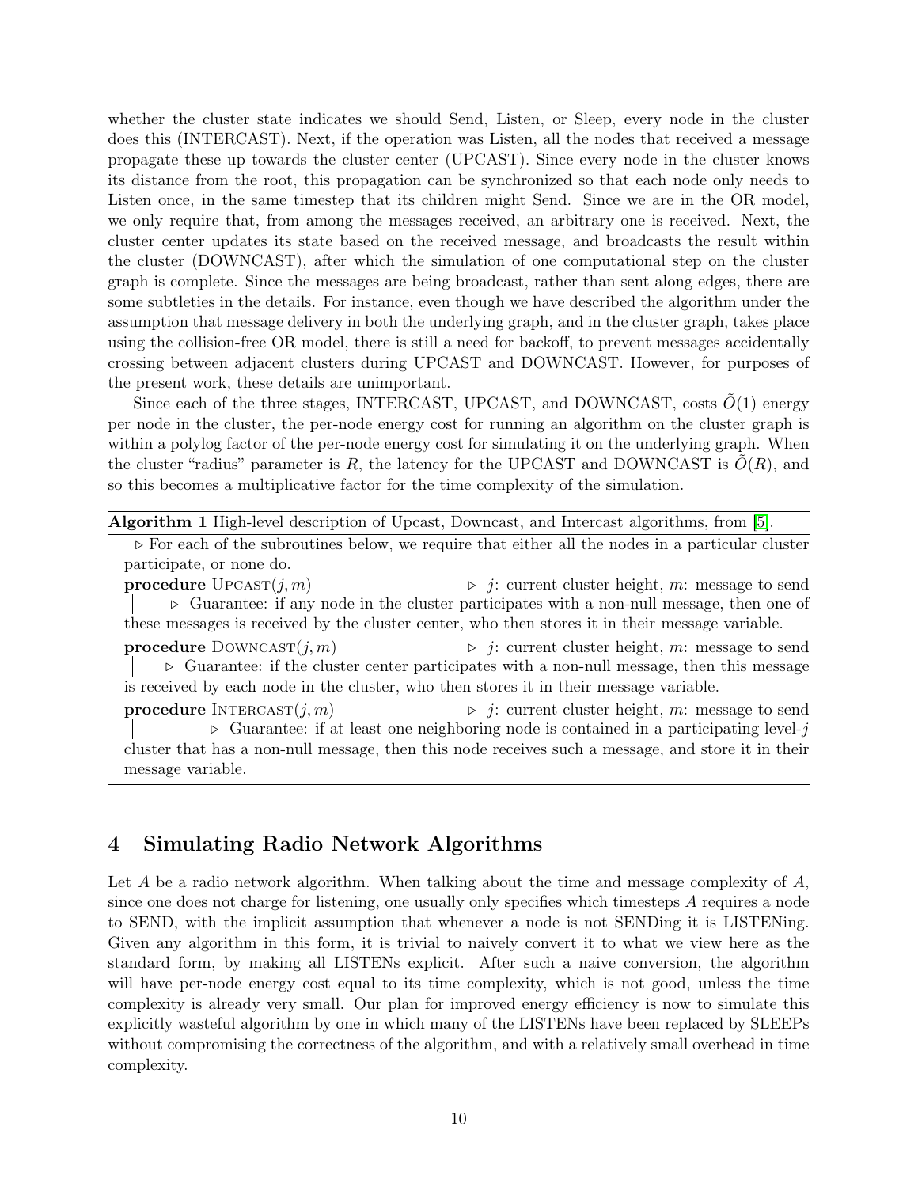whether the cluster state indicates we should Send, Listen, or Sleep, every node in the cluster does this (INTERCAST). Next, if the operation was Listen, all the nodes that received a message propagate these up towards the cluster center (UPCAST). Since every node in the cluster knows its distance from the root, this propagation can be synchronized so that each node only needs to Listen once, in the same timestep that its children might Send. Since we are in the OR model, we only require that, from among the messages received, an arbitrary one is received. Next, the cluster center updates its state based on the received message, and broadcasts the result within the cluster (DOWNCAST), after which the simulation of one computational step on the cluster graph is complete. Since the messages are being broadcast, rather than sent along edges, there are some subtleties in the details. For instance, even though we have described the algorithm under the assumption that message delivery in both the underlying graph, and in the cluster graph, takes place using the collision-free OR model, there is still a need for backoff, to prevent messages accidentally crossing between adjacent clusters during UPCAST and DOWNCAST. However, for purposes of the present work, these details are unimportant.

Since each of the three stages, INTERCAST, UPCAST, and DOWNCAST, costs $\tilde{O}(1)$ energy per node in the cluster, the per-node energy cost for running an algorithm on the cluster graph is within a polylog factor of the per-node energy cost for simulating it on the underlying graph. When the cluster "radius" parameter is $R$, the latency for the UPCAST and DOWNCAST is $\tilde{O}(R)$, and so this becomes a multiplicative factor for the time complexity of the simulation.

**Algorithm 1** High-level description of Upcast, Downcast, and Intercast algorithms, from [5].

▷ For each of the subroutines below, we require that either all the nodes in a particular cluster participate, or none do.

**procedure** UPCAST($j, m$) ▷ $j$: current cluster height, $m$: message to send
 ▷ Guarantee: if any node in the cluster participates with a non-null message, then one of these messages is received by the cluster center, who then stores it in their message variable.

**procedure** DOWNCAST($j, m$) ▷ $j$: current cluster height, $m$: message to send
 ▷ Guarantee: if the cluster center participates with a non-null message, then this message is received by each node in the cluster, who then stores it in their message variable.

**procedure** INTERCAST($j, m$) ▷ $j$: current cluster height, $m$: message to send
 ▷ Guarantee: if at least one neighboring node is contained in a participating level-$j$ cluster that has a non-null message, then this node receives such a message, and store it in their message variable.

## 4 Simulating Radio Network Algorithms

Let $A$ be a radio network algorithm. When talking about the time and message complexity of $A$, since one does not charge for listening, one usually only specifies which timesteps $A$ requires a node to SEND, with the implicit assumption that whenever a node is not SENDing it is LISTENing. Given any algorithm in this form, it is trivial to naively convert it to what we view here as the standard form, by making all LISTENs explicit. After such a naive conversion, the algorithm will have per-node energy cost equal to its time complexity, which is not good, unless the time complexity is already very small. Our plan for improved energy efficiency is now to simulate this explicitly wasteful algorithm by one in which many of the LISTENs have been replaced by SLEEPs without compromising the correctness of the algorithm, and with a relatively small overhead in time complexity.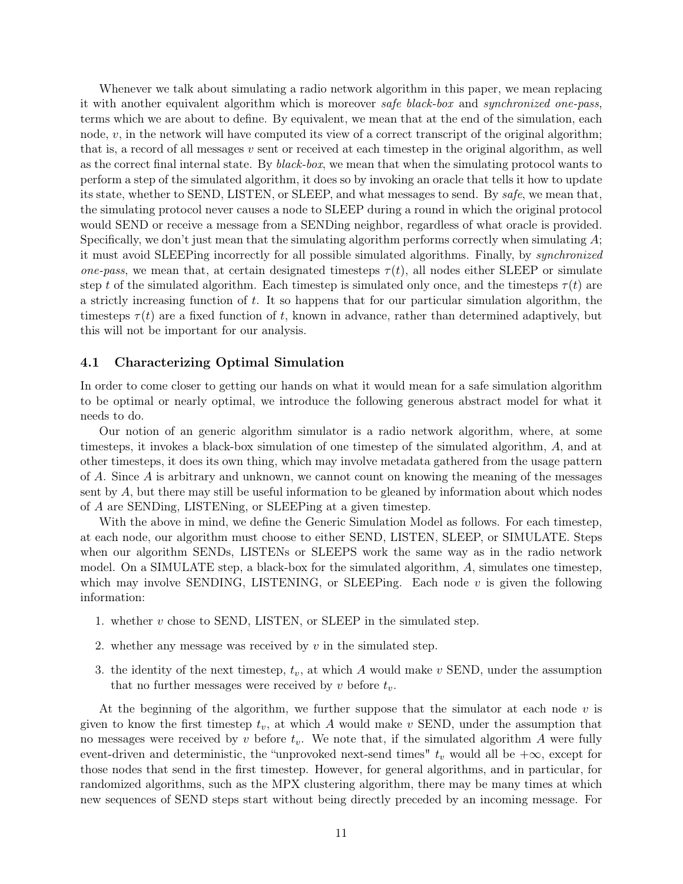Whenever we talk about simulating a radio network algorithm in this paper, we mean replacing it with another equivalent algorithm which is moreover *safe black-box* and *synchronized one-pass*, terms which we are about to define. By equivalent, we mean that at the end of the simulation, each node, $v$, in the network will have computed its view of a correct transcript of the original algorithm; that is, a record of all messages $v$ sent or received at each timestep in the original algorithm, as well as the correct final internal state. By *black-box*, we mean that when the simulating protocol wants to perform a step of the simulated algorithm, it does so by invoking an oracle that tells it how to update its state, whether to SEND, LISTEN, or SLEEP, and what messages to send. By *safe*, we mean that, the simulating protocol never causes a node to SLEEP during a round in which the original protocol would SEND or receive a message from a SENDing neighbor, regardless of what oracle is provided. Specifically, we don't just mean that the simulating algorithm performs correctly when simulating $A$; it must avoid SLEEPing incorrectly for all possible simulated algorithms. Finally, by *synchronized one-pass*, we mean that, at certain designated timesteps $\tau(t)$, all nodes either SLEEP or simulate step $t$ of the simulated algorithm. Each timestep is simulated only once, and the timesteps $\tau(t)$ are a strictly increasing function of $t$. It so happens that for our particular simulation algorithm, the timesteps $\tau(t)$ are a fixed function of $t$, known in advance, rather than determined adaptively, but this will not be important for our analysis.

## 4.1 Characterizing Optimal Simulation

In order to come closer to getting our hands on what it would mean for a safe simulation algorithm to be optimal or nearly optimal, we introduce the following generous abstract model for what it needs to do.

Our notion of an generic algorithm simulator is a radio network algorithm, where, at some timesteps, it invokes a black-box simulation of one timestep of the simulated algorithm, $A$, and at other timesteps, it does its own thing, which may involve metadata gathered from the usage pattern of $A$. Since $A$ is arbitrary and unknown, we cannot count on knowing the meaning of the messages sent by $A$, but there may still be useful information to be gleaned by information about which nodes of $A$ are SENDing, LISTENing, or SLEEPing at a given timestep.

With the above in mind, we define the Generic Simulation Model as follows. For each timestep, at each node, our algorithm must choose to either SEND, LISTEN, SLEEP, or SIMULATE. Steps when our algorithm SENDs, LISTENs or SLEEPS work the same way as in the radio network model. On a SIMULATE step, a black-box for the simulated algorithm, $A$, simulates one timestep, which may involve SENDING, LISTENING, or SLEEPing. Each node $v$ is given the following information:

1. whether $v$ chose to SEND, LISTEN, or SLEEP in the simulated step.
2. whether any message was received by $v$ in the simulated step.
3. the identity of the next timestep, $t_v$, at which $A$ would make $v$ SEND, under the assumption that no further messages were received by $v$ before $t_v$.

At the beginning of the algorithm, we further suppose that the simulator at each node $v$ is given to know the first timestep $t_v$, at which $A$ would make $v$ SEND, under the assumption that no messages were received by $v$ before $t_v$. We note that, if the simulated algorithm $A$ were fully event-driven and deterministic, the "unprovoked next-send times" $t_v$ would all be $+\infty$, except for those nodes that send in the first timestep. However, for general algorithms, and in particular, for randomized algorithms, such as the MPX clustering algorithm, there may be many times at which new sequences of SEND steps start without being directly preceded by an incoming message. For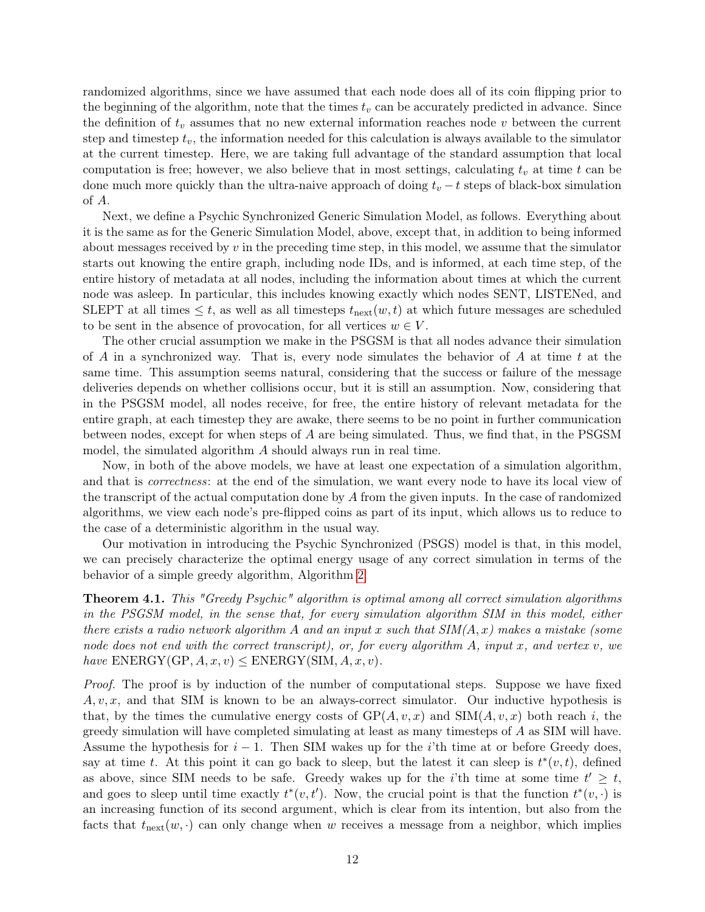randomized algorithms, since we have assumed that each node does all of its coin flipping prior to the beginning of the algorithm, note that the times $t_v$ can be accurately predicted in advance. Since the definition of $t_v$ assumes that no new external information reaches node $v$ between the current step and timestep $t_v$, the information needed for this calculation is always available to the simulator at the current timestep. Here, we are taking full advantage of the standard assumption that local computation is free; however, we also believe that in most settings, calculating $t_v$ at time $t$ can be done much more quickly than the ultra-naive approach of doing $t_v - t$ steps of black-box simulation of $A$.

Next, we define a Psychic Synchronized Generic Simulation Model, as follows. Everything about it is the same as for the Generic Simulation Model, above, except that, in addition to being informed about messages received by $v$ in the preceding time step, in this model, we assume that the simulator starts out knowing the entire graph, including node IDs, and is informed, at each time step, of the entire history of metadata at all nodes, including the information about times at which the current node was asleep. In particular, this includes knowing exactly which nodes SENT, LISTENed, and SLEPT at all times $\leq t$, as well as all timesteps $t_{\text{next}}(w, t)$ at which future messages are scheduled to be sent in the absence of provocation, for all vertices $w \in V$.

The other crucial assumption we make in the PSGSM is that all nodes advance their simulation of $A$ in a synchronized way. That is, every node simulates the behavior of $A$ at time $t$ at the same time. This assumption seems natural, considering that the success or failure of the message deliveries depends on whether collisions occur, but it is still an assumption. Now, considering that in the PSGSM model, all nodes receive, for free, the entire history of relevant metadata for the entire graph, at each timestep they are awake, there seems to be no point in further communication between nodes, except for when steps of $A$ are being simulated. Thus, we find that, in the PSGSM model, the simulated algorithm $A$ should always run in real time.

Now, in both of the above models, we have at least one expectation of a simulation algorithm, and that is *correctness*: at the end of the simulation, we want every node to have its local view of the transcript of the actual computation done by $A$ from the given inputs. In the case of randomized algorithms, we view each node's pre-flipped coins as part of its input, which allows us to reduce to the case of a deterministic algorithm in the usual way.

Our motivation in introducing the Psychic Synchronized (PSGS) model is that, in this model, we can precisely characterize the optimal energy usage of any correct simulation in terms of the behavior of a simple greedy algorithm, Algorithm 2.

**Theorem 4.1.** *This "Greedy Psychic" algorithm is optimal among all correct simulation algorithms in the PSGSM model, in the sense that, for every simulation algorithm SIM in this model, either there exists a radio network algorithm A and an input x such that SIM(A, x) makes a mistake (some node does not end with the correct transcript), or, for every algorithm A, input x, and vertex v, we have* $\text{ENERGY}(\text{GP}, A, x, v) \leq \text{ENERGY}(\text{SIM}, A, x, v)$.

*Proof.* The proof is by induction of the number of computational steps. Suppose we have fixed $A, v, x$, and that SIM is known to be an always-correct simulator. Our inductive hypothesis is that, by the times the cumulative energy costs of $\text{GP}(A, v, x)$ and $\text{SIM}(A, v, x)$ both reach $i$, the greedy simulation will have completed simulating at least as many timesteps of $A$ as SIM will have. Assume the hypothesis for $i - 1$. Then SIM wakes up for the $i$'th time at or before Greedy does, say at time $t$. At this point it can go back to sleep, but the latest it can sleep is $t^*(v, t)$, defined as above, since SIM needs to be safe. Greedy wakes up for the $i$'th time at some time $t' \geq t$, and goes to sleep until time exactly $t^*(v, t')$. Now, the crucial point is that the function $t^*(v, \cdot)$ is an increasing function of its second argument, which is clear from its intention, but also from the facts that $t_{\text{next}}(w, \cdot)$ can only change when $w$ receives a message from a neighbor, which implies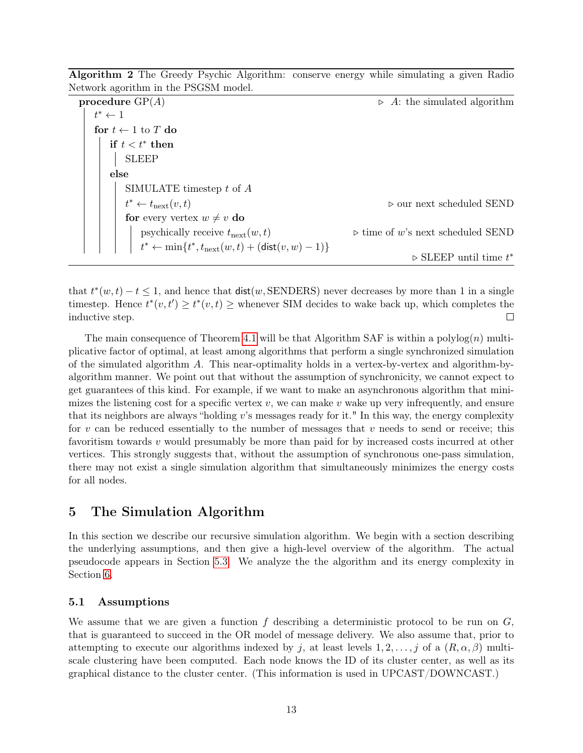**Algorithm 2** The Greedy Psychic Algorithm: conserve energy while simulating a given Radio Network agorithm in the PSGSM model.

```
procedure GP(A)                                          ▷ A: the simulated algorithm
    t* ← 1
    for t ← 1 to T do
        if t < t* then
            SLEEP
        else
            SIMULATE timestep t of A
            t* ← t_next(v, t)                            ▷ our next scheduled SEND
            for every vertex w ≠ v do
                psychically receive t_next(w, t)         ▷ time of w's next scheduled SEND
                t* ← min{t*, t_next(w, t) + (dist(v, w) − 1)}
                                                         ▷ SLEEP until time t*
```

that $t^*(w,t) - t \leq 1$, and hence that $\mathsf{dist}(w, \text{SENDERS})$ never decreases by more than 1 in a single timestep. Hence $t^*(v,t') \geq t^*(v,t) \geq$ whenever SIM decides to wake back up, which completes the inductive step. □

The main consequence of Theorem 4.1 will be that Algorithm SAF is within a polylog$(n)$ multiplicative factor of optimal, at least among algorithms that perform a single synchronized simulation of the simulated algorithm $A$. This near-optimality holds in a vertex-by-vertex and algorithm-by-algorithm manner. We point out that without the assumption of synchronicity, we cannot expect to get guarantees of this kind. For example, if we want to make an asynchronous algorithm that minimizes the listening cost for a specific vertex $v$, we can make $v$ wake up very infrequently, and ensure that its neighbors are always "holding $v$'s messages ready for it." In this way, the energy complexity for $v$ can be reduced essentially to the number of messages that $v$ needs to send or receive; this favoritism towards $v$ would presumably be more than paid for by increased costs incurred at other vertices. This strongly suggests that, without the assumption of synchronous one-pass simulation, there may not exist a single simulation algorithm that simultaneously minimizes the energy costs for all nodes.

## 5 The Simulation Algorithm

In this section we describe our recursive simulation algorithm. We begin with a section describing the underlying assumptions, and then give a high-level overview of the algorithm. The actual pseudocode appears in Section 5.3. We analyze the the algorithm and its energy complexity in Section 6.

### 5.1 Assumptions

We assume that we are given a function $f$ describing a deterministic protocol to be run on $G$, that is guaranteed to succeed in the OR model of message delivery. We also assume that, prior to attempting to execute our algorithms indexed by $j$, at least levels $1, 2, \ldots, j$ of a $(R, \alpha, \beta)$ multi-scale clustering have been computed. Each node knows the ID of its cluster center, as well as its graphical distance to the cluster center. (This information is used in UPCAST/DOWNCAST.)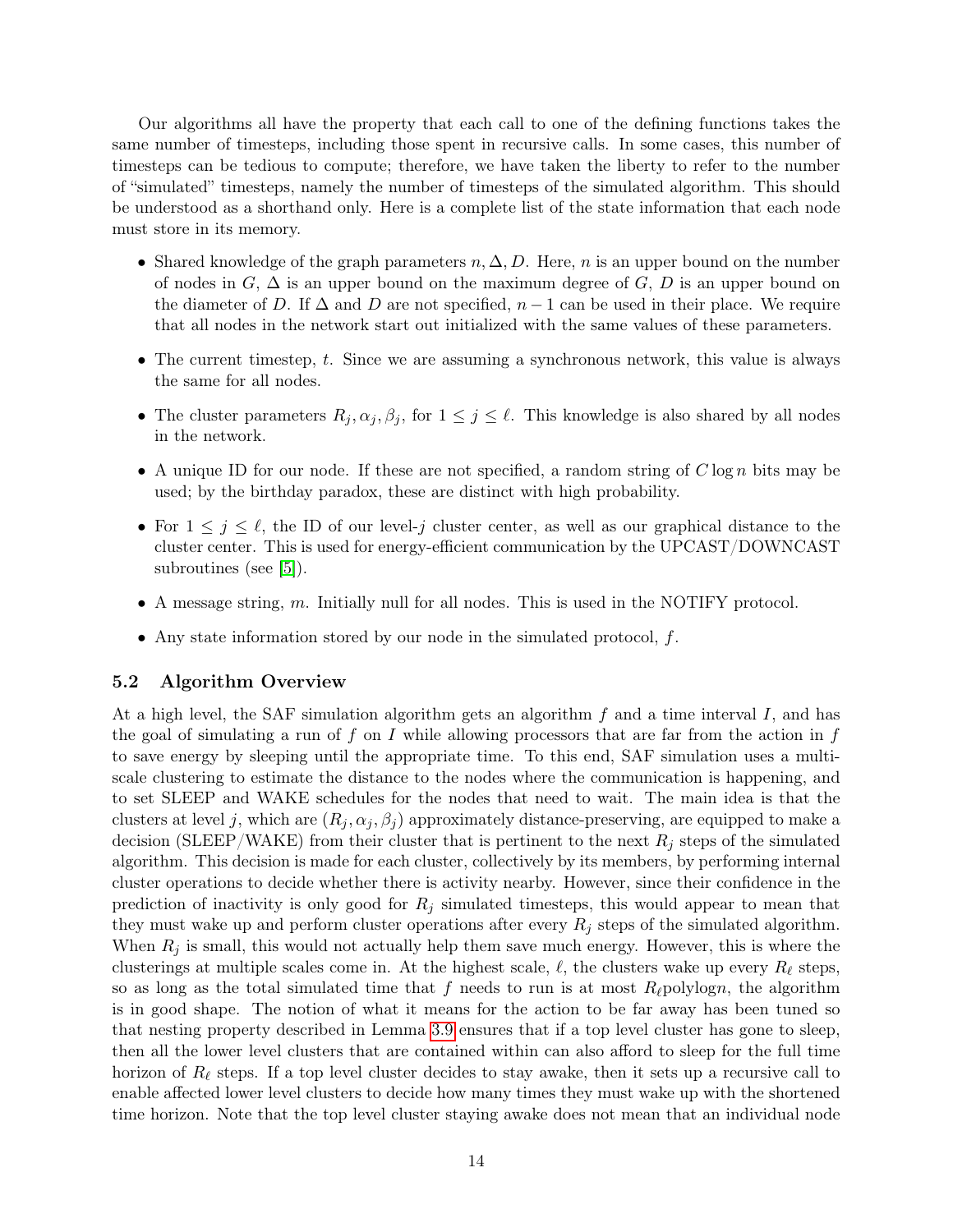Our algorithms all have the property that each call to one of the defining functions takes the same number of timesteps, including those spent in recursive calls. In some cases, this number of timesteps can be tedious to compute; therefore, we have taken the liberty to refer to the number of "simulated" timesteps, namely the number of timesteps of the simulated algorithm. This should be understood as a shorthand only. Here is a complete list of the state information that each node must store in its memory.

- Shared knowledge of the graph parameters $n, \Delta, D$. Here, $n$ is an upper bound on the number of nodes in $G$, $\Delta$ is an upper bound on the maximum degree of $G$, $D$ is an upper bound on the diameter of $D$. If $\Delta$ and $D$ are not specified, $n-1$ can be used in their place. We require that all nodes in the network start out initialized with the same values of these parameters.
- The current timestep, $t$. Since we are assuming a synchronous network, this value is always the same for all nodes.
- The cluster parameters $R_j, \alpha_j, \beta_j$, for $1 \leq j \leq \ell$. This knowledge is also shared by all nodes in the network.
- A unique ID for our node. If these are not specified, a random string of $C \log n$ bits may be used; by the birthday paradox, these are distinct with high probability.
- For $1 \leq j \leq \ell$, the ID of our level-$j$ cluster center, as well as our graphical distance to the cluster center. This is used for energy-efficient communication by the UPCAST/DOWNCAST subroutines (see [5]).
- A message string, $m$. Initially null for all nodes. This is used in the NOTIFY protocol.
- Any state information stored by our node in the simulated protocol, $f$.

### 5.2 Algorithm Overview

At a high level, the SAF simulation algorithm gets an algorithm $f$ and a time interval $I$, and has the goal of simulating a run of $f$ on $I$ while allowing processors that are far from the action in $f$ to save energy by sleeping until the appropriate time. To this end, SAF simulation uses a multi-scale clustering to estimate the distance to the nodes where the communication is happening, and to set SLEEP and WAKE schedules for the nodes that need to wait. The main idea is that the clusters at level $j$, which are $(R_j, \alpha_j, \beta_j)$ approximately distance-preserving, are equipped to make a decision (SLEEP/WAKE) from their cluster that is pertinent to the next $R_j$ steps of the simulated algorithm. This decision is made for each cluster, collectively by its members, by performing internal cluster operations to decide whether there is activity nearby. However, since their confidence in the prediction of inactivity is only good for $R_j$ simulated timesteps, this would appear to mean that they must wake up and perform cluster operations after every $R_j$ steps of the simulated algorithm. When $R_j$ is small, this would not actually help them save much energy. However, this is where the clusterings at multiple scales come in. At the highest scale, $\ell$, the clusters wake up every $R_\ell$ steps, so as long as the total simulated time that $f$ needs to run is at most $R_\ell \text{polylog} n$, the algorithm is in good shape. The notion of what it means for the action to be far away has been tuned so that nesting property described in Lemma 3.9 ensures that if a top level cluster has gone to sleep, then all the lower level clusters that are contained within can also afford to sleep for the full time horizon of $R_\ell$ steps. If a top level cluster decides to stay awake, then it sets up a recursive call to enable affected lower level clusters to decide how many times they must wake up with the shortened time horizon. Note that the top level cluster staying awake does not mean that an individual node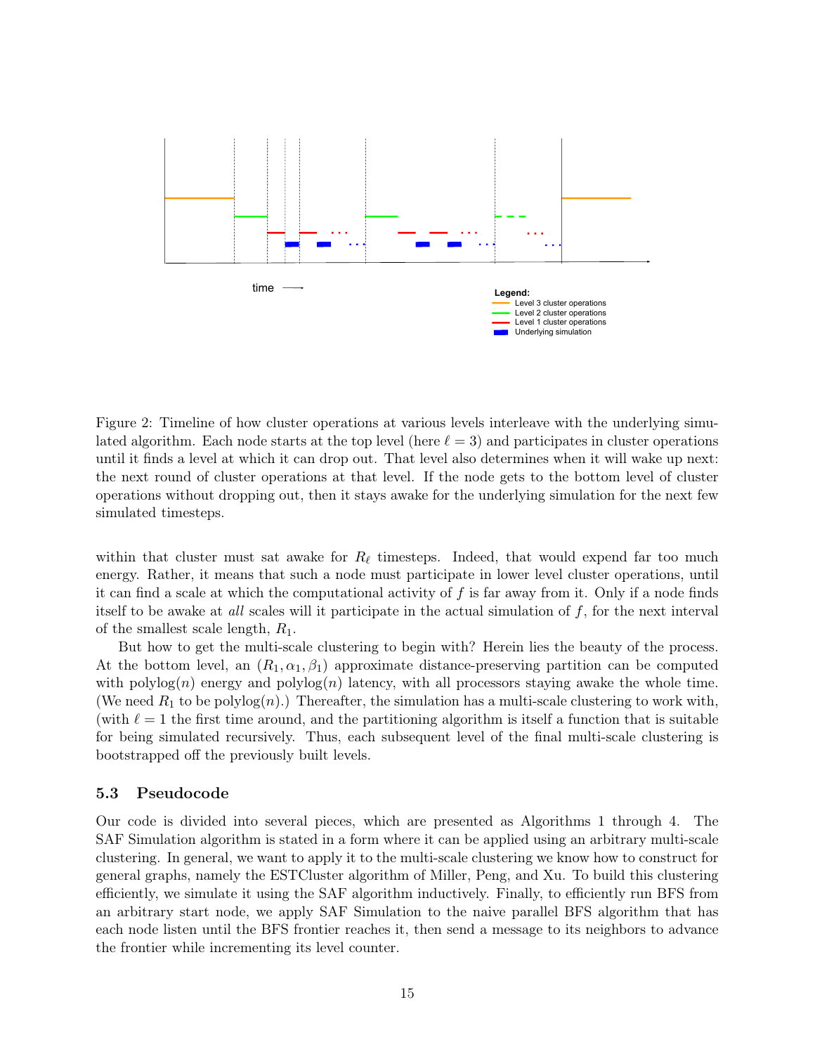Figure 2: Timeline of how cluster operations at various levels interleave with the underlying simulated algorithm. Each node starts at the top level (here $\ell = 3$) and participates in cluster operations until it finds a level at which it can drop out. That level also determines when it will wake up next: the next round of cluster operations at that level. If the node gets to the bottom level of cluster operations without dropping out, then it stays awake for the underlying simulation for the next few simulated timesteps.

within that cluster must sat awake for $R_\ell$ timesteps. Indeed, that would expend far too much energy. Rather, it means that such a node must participate in lower level cluster operations, until it can find a scale at which the computational activity of $f$ is far away from it. Only if a node finds itself to be awake at *all* scales will it participate in the actual simulation of $f$, for the next interval of the smallest scale length, $R_1$.

But how to get the multi-scale clustering to begin with? Herein lies the beauty of the process. At the bottom level, an $(R_1, \alpha_1, \beta_1)$ approximate distance-preserving partition can be computed with polylog$(n)$ energy and polylog$(n)$ latency, with all processors staying awake the whole time. (We need $R_1$ to be polylog$(n)$.) Thereafter, the simulation has a multi-scale clustering to work with, (with $\ell = 1$ the first time around, and the partitioning algorithm is itself a function that is suitable for being simulated recursively. Thus, each subsequent level of the final multi-scale clustering is bootstrapped off the previously built levels.

### 5.3 Pseudocode

Our code is divided into several pieces, which are presented as Algorithms 1 through 4. The SAF Simulation algorithm is stated in a form where it can be applied using an arbitrary multi-scale clustering. In general, we want to apply it to the multi-scale clustering we know how to construct for general graphs, namely the ESTCluster algorithm of Miller, Peng, and Xu. To build this clustering efficiently, we simulate it using the SAF algorithm inductively. Finally, to efficiently run BFS from an arbitrary start node, we apply SAF Simulation to the naive parallel BFS algorithm that has each node listen until the BFS frontier reaches it, then send a message to its neighbors to advance the frontier while incrementing its level counter.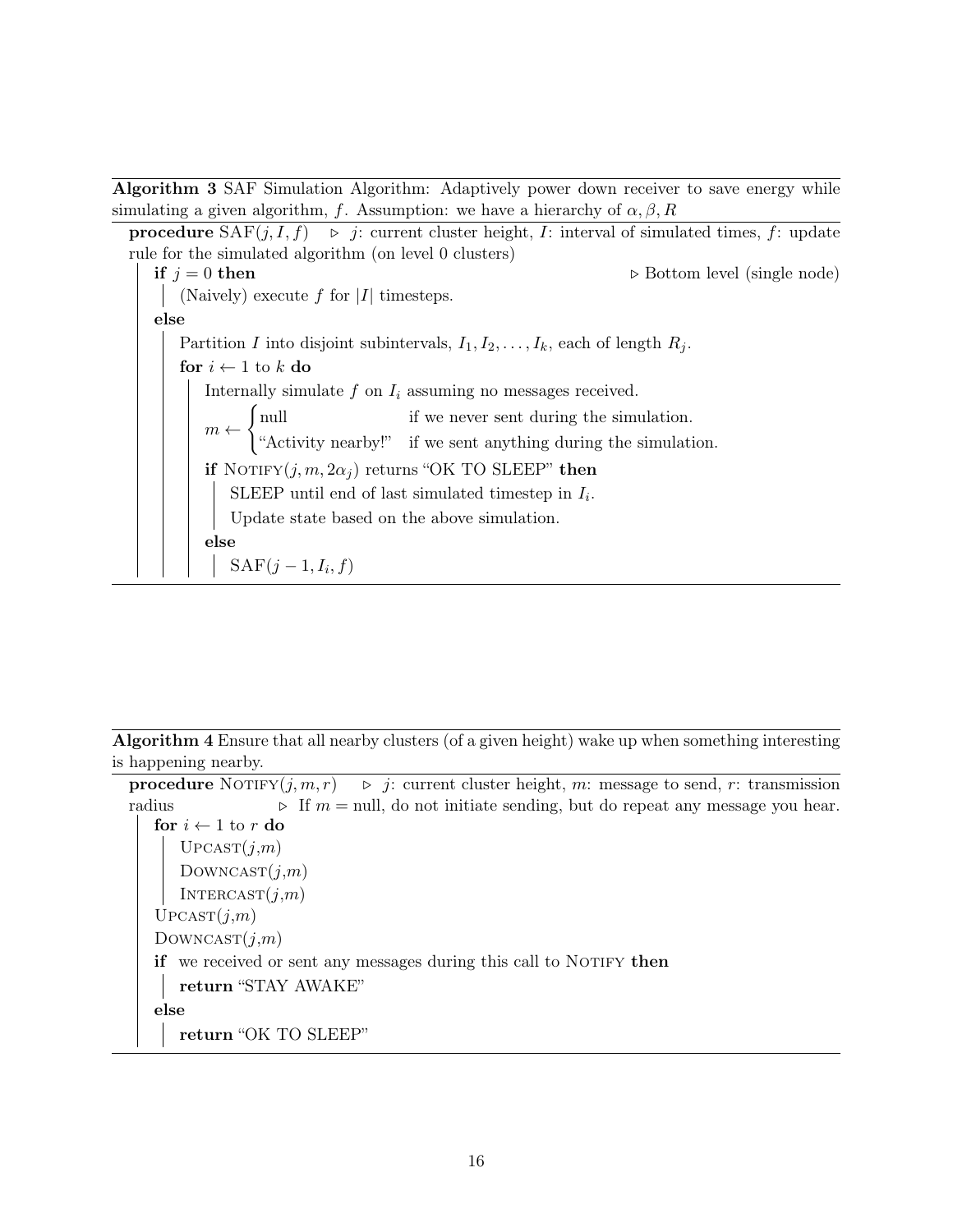**Algorithm 3** SAF Simulation Algorithm: Adaptively power down receiver to save energy while simulating a given algorithm, $f$. Assumption: we have a hierarchy of $\alpha, \beta, R$

```
procedure SAF(j, I, f)    ▷ j: current cluster height, I: interval of simulated times, f: update
rule for the simulated algorithm (on level 0 clusters)
    if j = 0 then                                                    ▷ Bottom level (single node)
        (Naively) execute f for |I| timesteps.
    else
        Partition I into disjoint subintervals, I_1, I_2, ..., I_k, each of length R_j.
        for i ← 1 to k do
            Internally simulate f on I_i assuming no messages received.
            m ← { null                  if we never sent during the simulation.
                { "Activity nearby!"    if we sent anything during the simulation.
            if NOTIFY(j, m, 2α_j) returns "OK TO SLEEP" then
                SLEEP until end of last simulated timestep in I_i.
                Update state based on the above simulation.
            else
                SAF(j − 1, I_i, f)
```

**Algorithm 4** Ensure that all nearby clusters (of a given height) wake up when something interesting is happening nearby.

```
procedure NOTIFY(j, m, r)    ▷ j: current cluster height, m: message to send, r: transmission
radius            ▷ If m = null, do not initiate sending, but do repeat any message you hear.
    for i ← 1 to r do
        UPCAST(j,m)
        DOWNCAST(j,m)
        INTERCAST(j,m)
    UPCAST(j,m)
    DOWNCAST(j,m)
    if we received or sent any messages during this call to NOTIFY then
        return "STAY AWAKE"
    else
        return "OK TO SLEEP"
```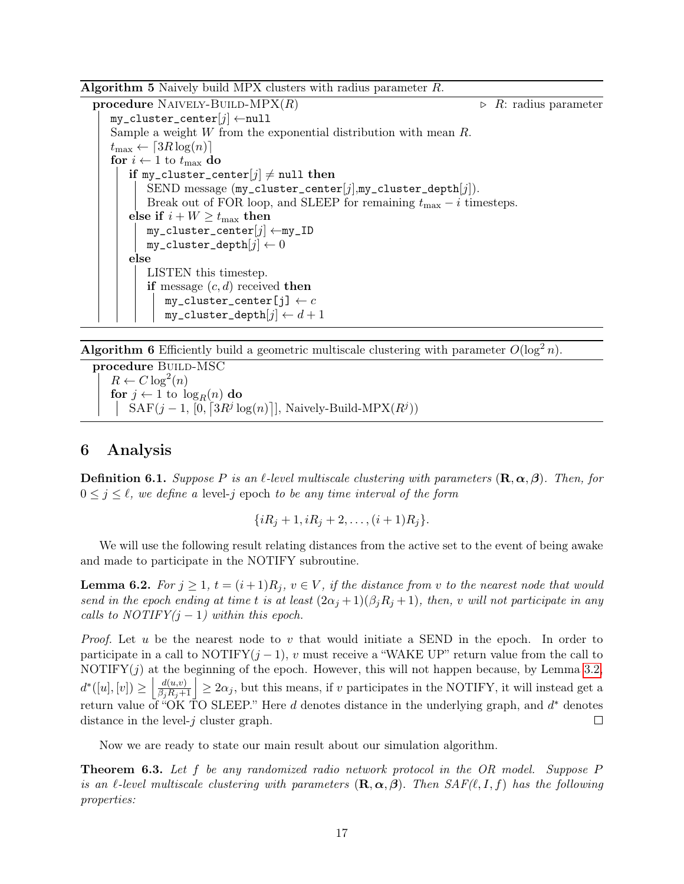**Algorithm 5** Naively build MPX clusters with radius parameter $R$.

```
procedure NAIVELY-BUILD-MPX(R)                                    ▷ R: radius parameter
    my_cluster_center[j] ← null
    Sample a weight W from the exponential distribution with mean R.
    t_max ← ⌈3R log(n)⌉
    for i ← 1 to t_max do
        if my_cluster_center[j] ≠ null then
            SEND message (my_cluster_center[j],my_cluster_depth[j]).
            Break out of FOR loop, and SLEEP for remaining t_max − i timesteps.
        else if i + W ≥ t_max then
            my_cluster_center[j] ← my_ID
            my_cluster_depth[j] ← 0
        else
            LISTEN this timestep.
            if message (c, d) received then
                my_cluster_center[j] ← c
                my_cluster_depth[j] ← d + 1
```

**Algorithm 6** Efficiently build a geometric multiscale clustering with parameter $O(\log^2 n)$.

```
procedure BUILD-MSC
    R ← C log^2(n)
    for j ← 1 to log_R(n) do
        SAF(j − 1, [0, ⌈3R^j log(n)⌉], Naively-Build-MPX(R^j))
```

## 6 Analysis

**Definition 6.1.** *Suppose $P$ is an $\ell$-level multiscale clustering with parameters $(\mathbf{R}, \boldsymbol{\alpha}, \boldsymbol{\beta})$. Then, for $0 \le j \le \ell$, we define a* level-$j$ epoch *to be any time interval of the form*

$$\{iR_j + 1, iR_j + 2, \dots, (i+1)R_j\}.$$

We will use the following result relating distances from the active set to the event of being awake and made to participate in the NOTIFY subroutine.

**Lemma 6.2.** *For $j \ge 1$, $t = (i+1)R_j$, $v \in V$, if the distance from $v$ to the nearest node that would send in the epoch ending at time $t$ is at least $(2\alpha_j + 1)(\beta_j R_j + 1)$, then, $v$ will not participate in any calls to NOTIFY($j-1$) within this epoch.*

*Proof.* Let $u$ be the nearest node to $v$ that would initiate a SEND in the epoch. In order to participate in a call to NOTIFY($j-1$), $v$ must receive a "WAKE UP" return value from the call to NOTIFY($j$) at the beginning of the epoch. However, this will not happen because, by Lemma 3.2, $d^*([u],[v]) \ge \left\lfloor \frac{d(u,v)}{\beta_j R_j + 1} \right\rfloor \ge 2\alpha_j$, but this means, if $v$ participates in the NOTIFY, it will instead get a return value of "OK TO SLEEP." Here $d$ denotes distance in the underlying graph, and $d^*$ denotes distance in the level-$j$ cluster graph. $\square$

Now we are ready to state our main result about our simulation algorithm.

**Theorem 6.3.** *Let $f$ be any randomized radio network protocol in the OR model. Suppose $P$ is an $\ell$-level multiscale clustering with parameters $(\mathbf{R}, \boldsymbol{\alpha}, \boldsymbol{\beta})$. Then SAF($\ell, I, f$) has the following properties:*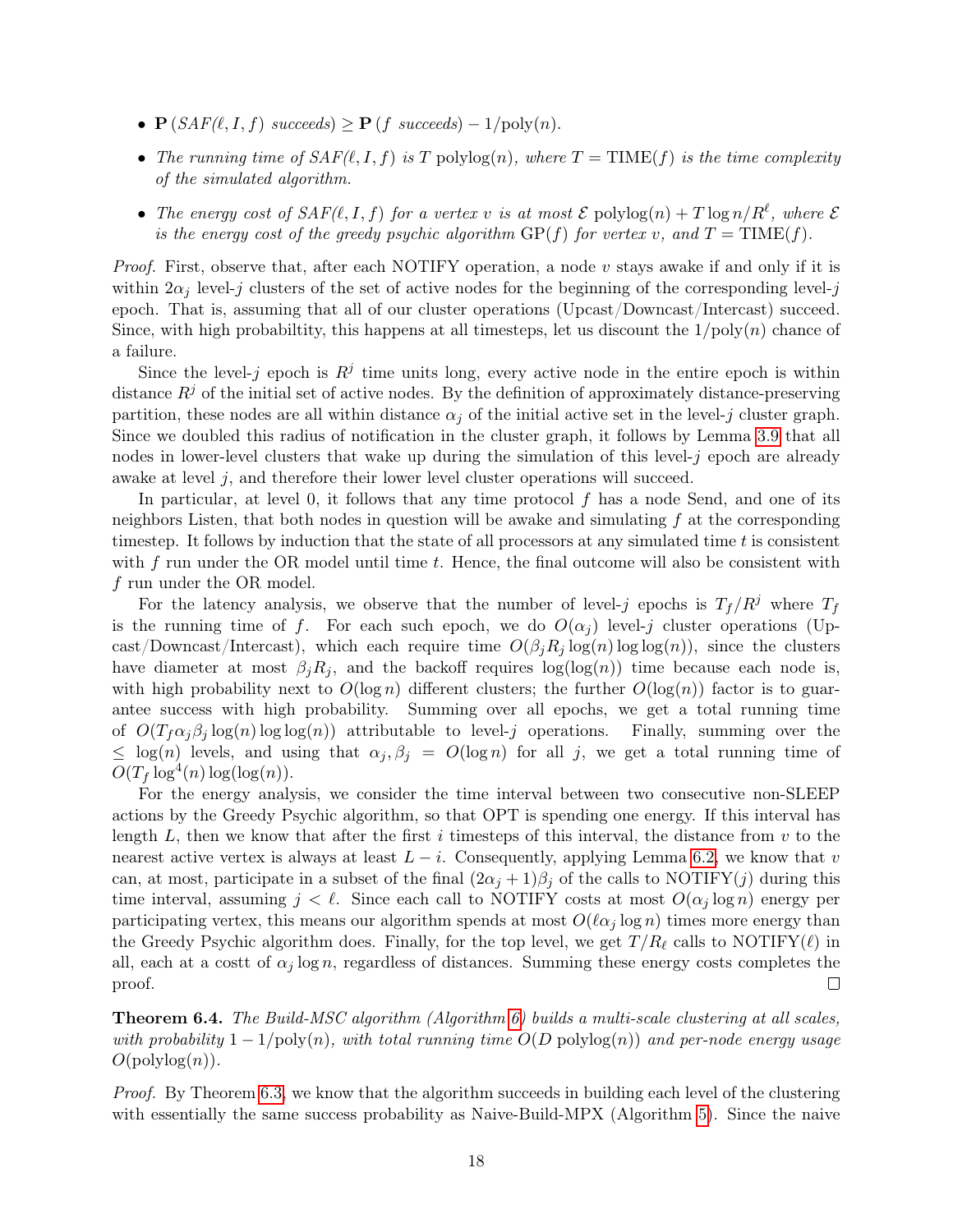- $\mathbf{P}\left(SAF(\ell, I, f) \text{ succeeds}\right) \geq \mathbf{P}\left(f \text{ succeeds}\right) - 1/\text{poly}(n)$.
- *The running time of $SAF(\ell, I, f)$ is $T$ polylog$(n)$, where $T = \text{TIME}(f)$ is the time complexity of the simulated algorithm.*
- *The energy cost of $SAF(\ell, I, f)$ for a vertex $v$ is at most $\mathcal{E}$ polylog$(n) + T \log n / R^{\ell}$, where $\mathcal{E}$ is the energy cost of the greedy psychic algorithm $\text{GP}(f)$ for vertex $v$, and $T = \text{TIME}(f)$.*

*Proof.* First, observe that, after each NOTIFY operation, a node $v$ stays awake if and only if it is within $2\alpha_j$ level-$j$ clusters of the set of active nodes for the beginning of the corresponding level-$j$ epoch. That is, assuming that all of our cluster operations (Upcast/Downcast/Intercast) succeed. Since, with high probabiltity, this happens at all timesteps, let us discount the $1/\text{poly}(n)$ chance of a failure.

Since the level-$j$ epoch is $R^j$ time units long, every active node in the entire epoch is within distance $R^j$ of the initial set of active nodes. By the definition of approximately distance-preserving partition, these nodes are all within distance $\alpha_j$ of the initial active set in the level-$j$ cluster graph. Since we doubled this radius of notification in the cluster graph, it follows by Lemma 3.9 that all nodes in lower-level clusters that wake up during the simulation of this level-$j$ epoch are already awake at level $j$, and therefore their lower level cluster operations will succeed.

In particular, at level 0, it follows that any time protocol $f$ has a node Send, and one of its neighbors Listen, that both nodes in question will be awake and simulating $f$ at the corresponding timestep. It follows by induction that the state of all processors at any simulated time $t$ is consistent with $f$ run under the OR model until time $t$. Hence, the final outcome will also be consistent with $f$ run under the OR model.

For the latency analysis, we observe that the number of level-$j$ epochs is $T_f/R^j$ where $T_f$ is the running time of $f$. For each such epoch, we do $O(\alpha_j)$ level-$j$ cluster operations (Upcast/Downcast/Intercast), which each require time $O(\beta_j R_j \log(n) \log\log(n))$, since the clusters have diameter at most $\beta_j R_j$, and the backoff requires $\log(\log(n))$ time because each node is, with high probability next to $O(\log n)$ different clusters; the further $O(\log(n))$ factor is to guarantee success with high probability. Summing over all epochs, we get a total running time of $O(T_f \alpha_j \beta_j \log(n) \log\log(n))$ attributable to level-$j$ operations. Finally, summing over the $\leq \log(n)$ levels, and using that $\alpha_j, \beta_j = O(\log n)$ for all $j$, we get a total running time of $O(T_f \log^4(n) \log(\log(n))$.

For the energy analysis, we consider the time interval between two consecutive non-SLEEP actions by the Greedy Psychic algorithm, so that OPT is spending one energy. If this interval has length $L$, then we know that after the first $i$ timesteps of this interval, the distance from $v$ to the nearest active vertex is always at least $L - i$. Consequently, applying Lemma 6.2, we know that $v$ can, at most, participate in a subset of the final $(2\alpha_j + 1)\beta_j$ of the calls to NOTIFY$(j)$ during this time interval, assuming $j < \ell$. Since each call to NOTIFY costs at most $O(\alpha_j \log n)$ energy per participating vertex, this means our algorithm spends at most $O(\ell \alpha_j \log n)$ times more energy than the Greedy Psychic algorithm does. Finally, for the top level, we get $T/R_\ell$ calls to NOTIFY$(\ell)$ in all, each at a costt of $\alpha_j \log n$, regardless of distances. Summing these energy costs completes the proof. ◻

**Theorem 6.4.** *The Build-MSC algorithm (Algorithm 6) builds a multi-scale clustering at all scales, with probability $1 - 1/\text{poly}(n)$, with total running time $O(D \text{ polylog}(n))$ and per-node energy usage $O(\text{polylog}(n))$.*

*Proof.* By Theorem 6.3, we know that the algorithm succeeds in building each level of the clustering with essentially the same success probability as Naive-Build-MPX (Algorithm 5). Since the naive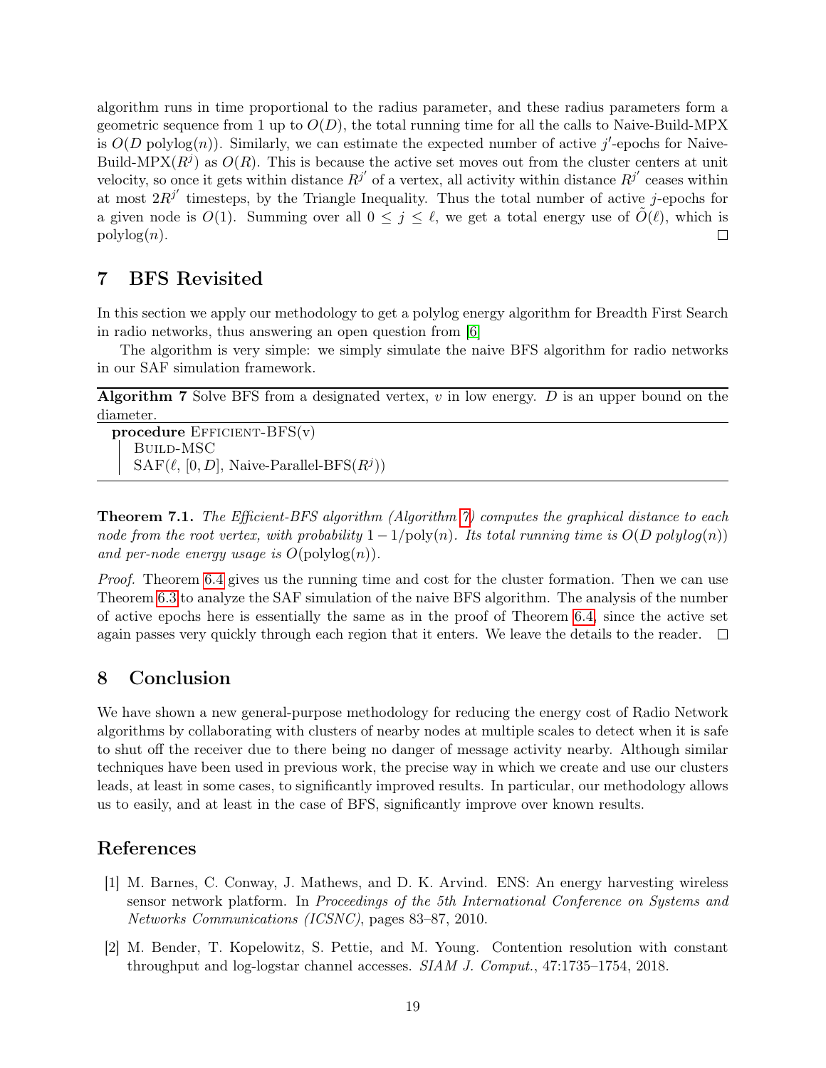algorithm runs in time proportional to the radius parameter, and these radius parameters form a geometric sequence from 1 up to $O(D)$, the total running time for all the calls to Naive-Build-MPX is $O(D \text{ polylog}(n))$. Similarly, we can estimate the expected number of active $j'$-epochs for Naive-Build-MPX($R^j$) as $O(R)$. This is because the active set moves out from the cluster centers at unit velocity, so once it gets within distance $R^{j'}$ of a vertex, all activity within distance $R^{j'}$ ceases within at most $2R^{j'}$ timesteps, by the Triangle Inequality. Thus the total number of active $j$-epochs for a given node is $O(1)$. Summing over all $0 \leq j \leq \ell$, we get a total energy use of $\tilde{O}(\ell)$, which is polylog($n$). □

# 7 BFS Revisited

In this section we apply our methodology to get a polylog energy algorithm for Breadth First Search in radio networks, thus answering an open question from [6]

The algorithm is very simple: we simply simulate the naive BFS algorithm for radio networks in our SAF simulation framework.

**Algorithm 7** Solve BFS from a designated vertex, $v$ in low energy. $D$ is an upper bound on the diameter.

```
procedure EFFICIENT-BFS(v)
    BUILD-MSC
    SAF(ℓ, [0, D], Naive-Parallel-BFS(R^j))
```

**Theorem 7.1.** *The Efficient-BFS algorithm (Algorithm 7) computes the graphical distance to each node from the root vertex, with probability $1 - 1/\text{poly}(n)$. Its total running time is $O(D \text{ polylog}(n))$ and per-node energy usage is $O(\text{polylog}(n))$.*

*Proof.* Theorem 6.4 gives us the running time and cost for the cluster formation. Then we can use Theorem 6.3 to analyze the SAF simulation of the naive BFS algorithm. The analysis of the number of active epochs here is essentially the same as in the proof of Theorem 6.4, since the active set again passes very quickly through each region that it enters. We leave the details to the reader. □

# 8 Conclusion

We have shown a new general-purpose methodology for reducing the energy cost of Radio Network algorithms by collaborating with clusters of nearby nodes at multiple scales to detect when it is safe to shut off the receiver due to there being no danger of message activity nearby. Although similar techniques have been used in previous work, the precise way in which we create and use our clusters leads, at least in some cases, to significantly improved results. In particular, our methodology allows us to easily, and at least in the case of BFS, significantly improve over known results.

# References

[1] M. Barnes, C. Conway, J. Mathews, and D. K. Arvind. ENS: An energy harvesting wireless sensor network platform. In *Proceedings of the 5th International Conference on Systems and Networks Communications (ICSNC)*, pages 83–87, 2010.

[2] M. Bender, T. Kopelowitz, S. Pettie, and M. Young. Contention resolution with constant throughput and log-logstar channel accesses. *SIAM J. Comput.*, 47:1735–1754, 2018.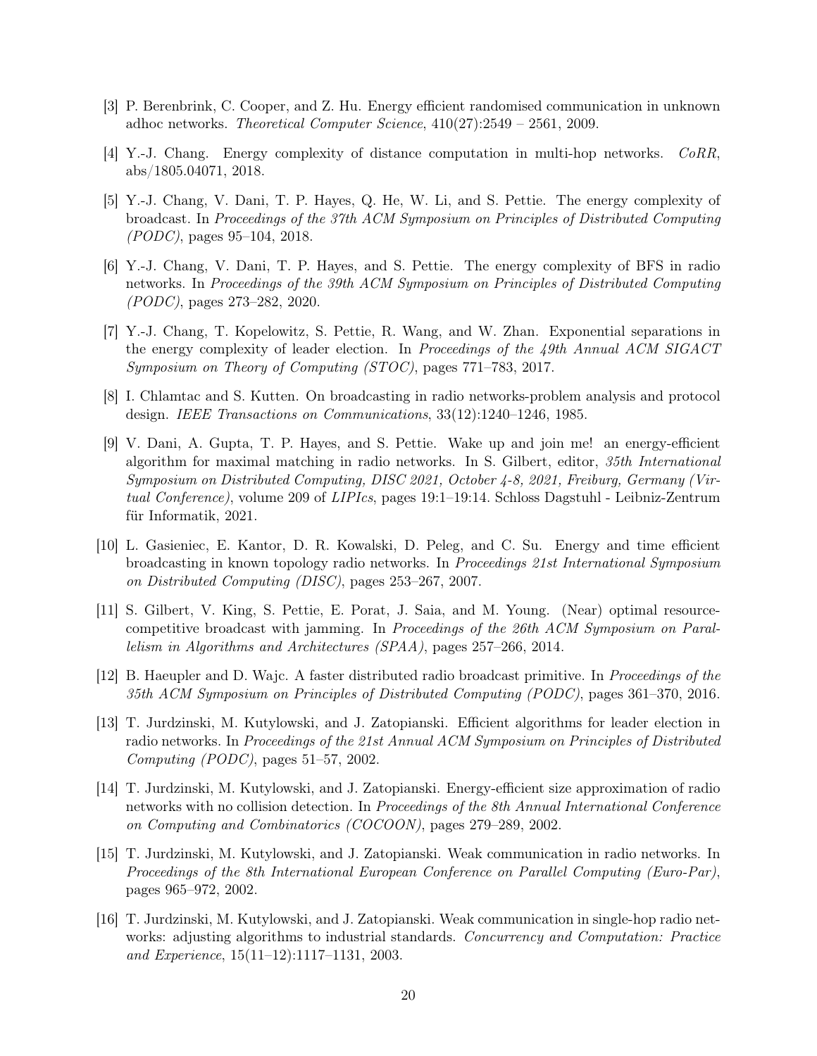[3] P. Berenbrink, C. Cooper, and Z. Hu. Energy efficient randomised communication in unknown adhoc networks. *Theoretical Computer Science*, 410(27):2549 – 2561, 2009.

[4] Y.-J. Chang. Energy complexity of distance computation in multi-hop networks. *CoRR*, abs/1805.04071, 2018.

[5] Y.-J. Chang, V. Dani, T. P. Hayes, Q. He, W. Li, and S. Pettie. The energy complexity of broadcast. In *Proceedings of the 37th ACM Symposium on Principles of Distributed Computing (PODC)*, pages 95–104, 2018.

[6] Y.-J. Chang, V. Dani, T. P. Hayes, and S. Pettie. The energy complexity of BFS in radio networks. In *Proceedings of the 39th ACM Symposium on Principles of Distributed Computing (PODC)*, pages 273–282, 2020.

[7] Y.-J. Chang, T. Kopelowitz, S. Pettie, R. Wang, and W. Zhan. Exponential separations in the energy complexity of leader election. In *Proceedings of the 49th Annual ACM SIGACT Symposium on Theory of Computing (STOC)*, pages 771–783, 2017.

[8] I. Chlamtac and S. Kutten. On broadcasting in radio networks-problem analysis and protocol design. *IEEE Transactions on Communications*, 33(12):1240–1246, 1985.

[9] V. Dani, A. Gupta, T. P. Hayes, and S. Pettie. Wake up and join me! an energy-efficient algorithm for maximal matching in radio networks. In S. Gilbert, editor, *35th International Symposium on Distributed Computing, DISC 2021, October 4-8, 2021, Freiburg, Germany (Virtual Conference)*, volume 209 of *LIPIcs*, pages 19:1–19:14. Schloss Dagstuhl - Leibniz-Zentrum für Informatik, 2021.

[10] L. Gasieniec, E. Kantor, D. R. Kowalski, D. Peleg, and C. Su. Energy and time efficient broadcasting in known topology radio networks. In *Proceedings 21st International Symposium on Distributed Computing (DISC)*, pages 253–267, 2007.

[11] S. Gilbert, V. King, S. Pettie, E. Porat, J. Saia, and M. Young. (Near) optimal resource-competitive broadcast with jamming. In *Proceedings of the 26th ACM Symposium on Parallelism in Algorithms and Architectures (SPAA)*, pages 257–266, 2014.

[12] B. Haeupler and D. Wajc. A faster distributed radio broadcast primitive. In *Proceedings of the 35th ACM Symposium on Principles of Distributed Computing (PODC)*, pages 361–370, 2016.

[13] T. Jurdzinski, M. Kutylowski, and J. Zatopianski. Efficient algorithms for leader election in radio networks. In *Proceedings of the 21st Annual ACM Symposium on Principles of Distributed Computing (PODC)*, pages 51–57, 2002.

[14] T. Jurdzinski, M. Kutylowski, and J. Zatopianski. Energy-efficient size approximation of radio networks with no collision detection. In *Proceedings of the 8th Annual International Conference on Computing and Combinatorics (COCOON)*, pages 279–289, 2002.

[15] T. Jurdzinski, M. Kutylowski, and J. Zatopianski. Weak communication in radio networks. In *Proceedings of the 8th International European Conference on Parallel Computing (Euro-Par)*, pages 965–972, 2002.

[16] T. Jurdzinski, M. Kutylowski, and J. Zatopianski. Weak communication in single-hop radio networks: adjusting algorithms to industrial standards. *Concurrency and Computation: Practice and Experience*, 15(11–12):1117–1131, 2003.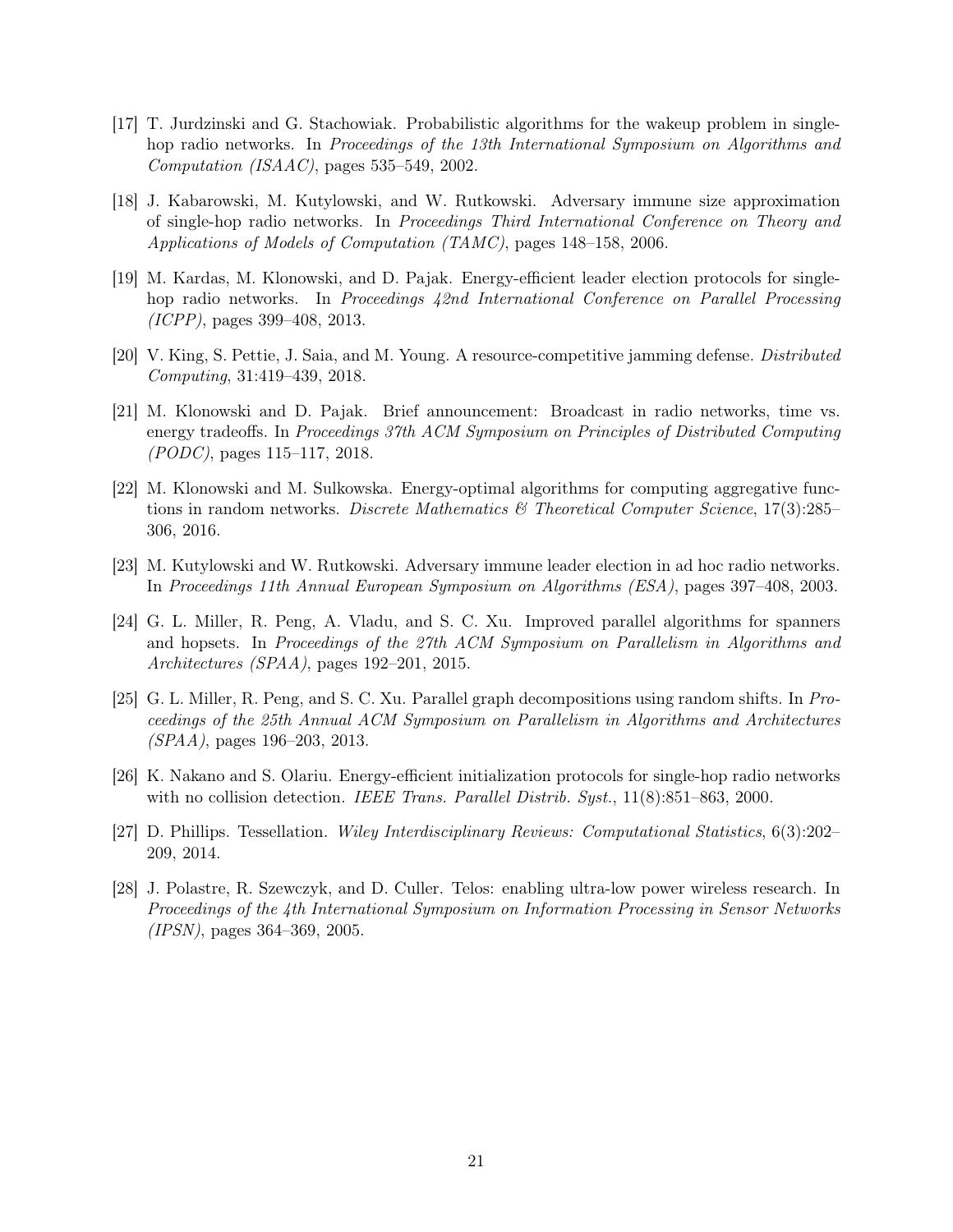[17] T. Jurdzinski and G. Stachowiak. Probabilistic algorithms for the wakeup problem in single-hop radio networks. In *Proceedings of the 13th International Symposium on Algorithms and Computation (ISAAC)*, pages 535–549, 2002.

[18] J. Kabarowski, M. Kutylowski, and W. Rutkowski. Adversary immune size approximation of single-hop radio networks. In *Proceedings Third International Conference on Theory and Applications of Models of Computation (TAMC)*, pages 148–158, 2006.

[19] M. Kardas, M. Klonowski, and D. Pajak. Energy-efficient leader election protocols for single-hop radio networks. In *Proceedings 42nd International Conference on Parallel Processing (ICPP)*, pages 399–408, 2013.

[20] V. King, S. Pettie, J. Saia, and M. Young. A resource-competitive jamming defense. *Distributed Computing*, 31:419–439, 2018.

[21] M. Klonowski and D. Pajak. Brief announcement: Broadcast in radio networks, time vs. energy tradeoffs. In *Proceedings 37th ACM Symposium on Principles of Distributed Computing (PODC)*, pages 115–117, 2018.

[22] M. Klonowski and M. Sulkowska. Energy-optimal algorithms for computing aggregative functions in random networks. *Discrete Mathematics & Theoretical Computer Science*, 17(3):285–306, 2016.

[23] M. Kutylowski and W. Rutkowski. Adversary immune leader election in ad hoc radio networks. In *Proceedings 11th Annual European Symposium on Algorithms (ESA)*, pages 397–408, 2003.

[24] G. L. Miller, R. Peng, A. Vladu, and S. C. Xu. Improved parallel algorithms for spanners and hopsets. In *Proceedings of the 27th ACM Symposium on Parallelism in Algorithms and Architectures (SPAA)*, pages 192–201, 2015.

[25] G. L. Miller, R. Peng, and S. C. Xu. Parallel graph decompositions using random shifts. In *Proceedings of the 25th Annual ACM Symposium on Parallelism in Algorithms and Architectures (SPAA)*, pages 196–203, 2013.

[26] K. Nakano and S. Olariu. Energy-efficient initialization protocols for single-hop radio networks with no collision detection. *IEEE Trans. Parallel Distrib. Syst.*, 11(8):851–863, 2000.

[27] D. Phillips. Tessellation. *Wiley Interdisciplinary Reviews: Computational Statistics*, 6(3):202–209, 2014.

[28] J. Polastre, R. Szewczyk, and D. Culler. Telos: enabling ultra-low power wireless research. In *Proceedings of the 4th International Symposium on Information Processing in Sensor Networks (IPSN)*, pages 364–369, 2005.